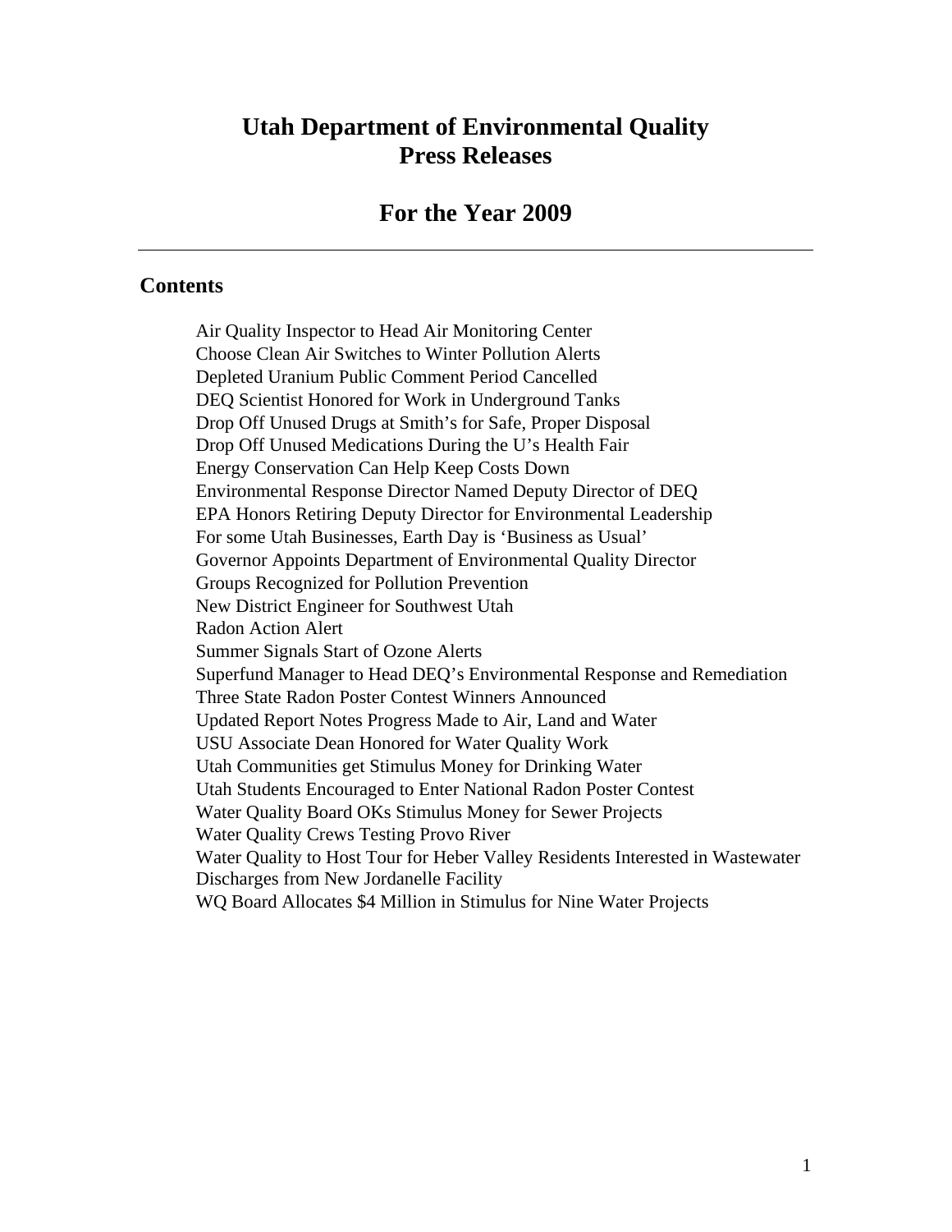# Utah Department of Environmental Quality
# Press Releases

## For the Year 2009

---

### Contents

Air Quality Inspector to Head Air Monitoring Center
Choose Clean Air Switches to Winter Pollution Alerts
Depleted Uranium Public Comment Period Cancelled
DEQ Scientist Honored for Work in Underground Tanks
Drop Off Unused Drugs at Smith's for Safe, Proper Disposal
Drop Off Unused Medications During the U's Health Fair
Energy Conservation Can Help Keep Costs Down
Environmental Response Director Named Deputy Director of DEQ
EPA Honors Retiring Deputy Director for Environmental Leadership
For some Utah Businesses, Earth Day is 'Business as Usual'
Governor Appoints Department of Environmental Quality Director
Groups Recognized for Pollution Prevention
New District Engineer for Southwest Utah
Radon Action Alert
Summer Signals Start of Ozone Alerts
Superfund Manager to Head DEQ's Environmental Response and Remediation
Three State Radon Poster Contest Winners Announced
Updated Report Notes Progress Made to Air, Land and Water
USU Associate Dean Honored for Water Quality Work
Utah Communities get Stimulus Money for Drinking Water
Utah Students Encouraged to Enter National Radon Poster Contest
Water Quality Board OKs Stimulus Money for Sewer Projects
Water Quality Crews Testing Provo River
Water Quality to Host Tour for Heber Valley Residents Interested in Wastewater Discharges from New Jordanelle Facility
WQ Board Allocates $4 Million in Stimulus for Nine Water Projects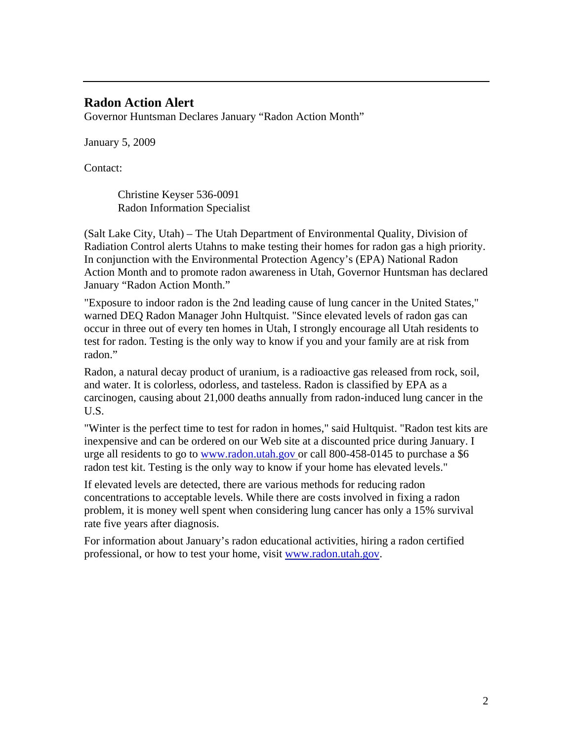## Radon Action Alert

Governor Huntsman Declares January “Radon Action Month”

January 5, 2009

Contact:

> Christine Keyser 536-0091
> Radon Information Specialist

(Salt Lake City, Utah) – The Utah Department of Environmental Quality, Division of Radiation Control alerts Utahns to make testing their homes for radon gas a high priority. In conjunction with the Environmental Protection Agency’s (EPA) National Radon Action Month and to promote radon awareness in Utah, Governor Huntsman has declared January “Radon Action Month.”

"Exposure to indoor radon is the 2nd leading cause of lung cancer in the United States," warned DEQ Radon Manager John Hultquist. "Since elevated levels of radon gas can occur in three out of every ten homes in Utah, I strongly encourage all Utah residents to test for radon. Testing is the only way to know if you and your family are at risk from radon.”

Radon, a natural decay product of uranium, is a radioactive gas released from rock, soil, and water. It is colorless, odorless, and tasteless. Radon is classified by EPA as a carcinogen, causing about 21,000 deaths annually from radon-induced lung cancer in the U.S.

"Winter is the perfect time to test for radon in homes," said Hultquist. "Radon test kits are inexpensive and can be ordered on our Web site at a discounted price during January. I urge all residents to go to [www.radon.utah.gov](http://www.radon.utah.gov) or call 800-458-0145 to purchase a $6 radon test kit. Testing is the only way to know if your home has elevated levels."

If elevated levels are detected, there are various methods for reducing radon concentrations to acceptable levels. While there are costs involved in fixing a radon problem, it is money well spent when considering lung cancer has only a 15% survival rate five years after diagnosis.

For information about January’s radon educational activities, hiring a radon certified professional, or how to test your home, visit [www.radon.utah.gov](http://www.radon.utah.gov).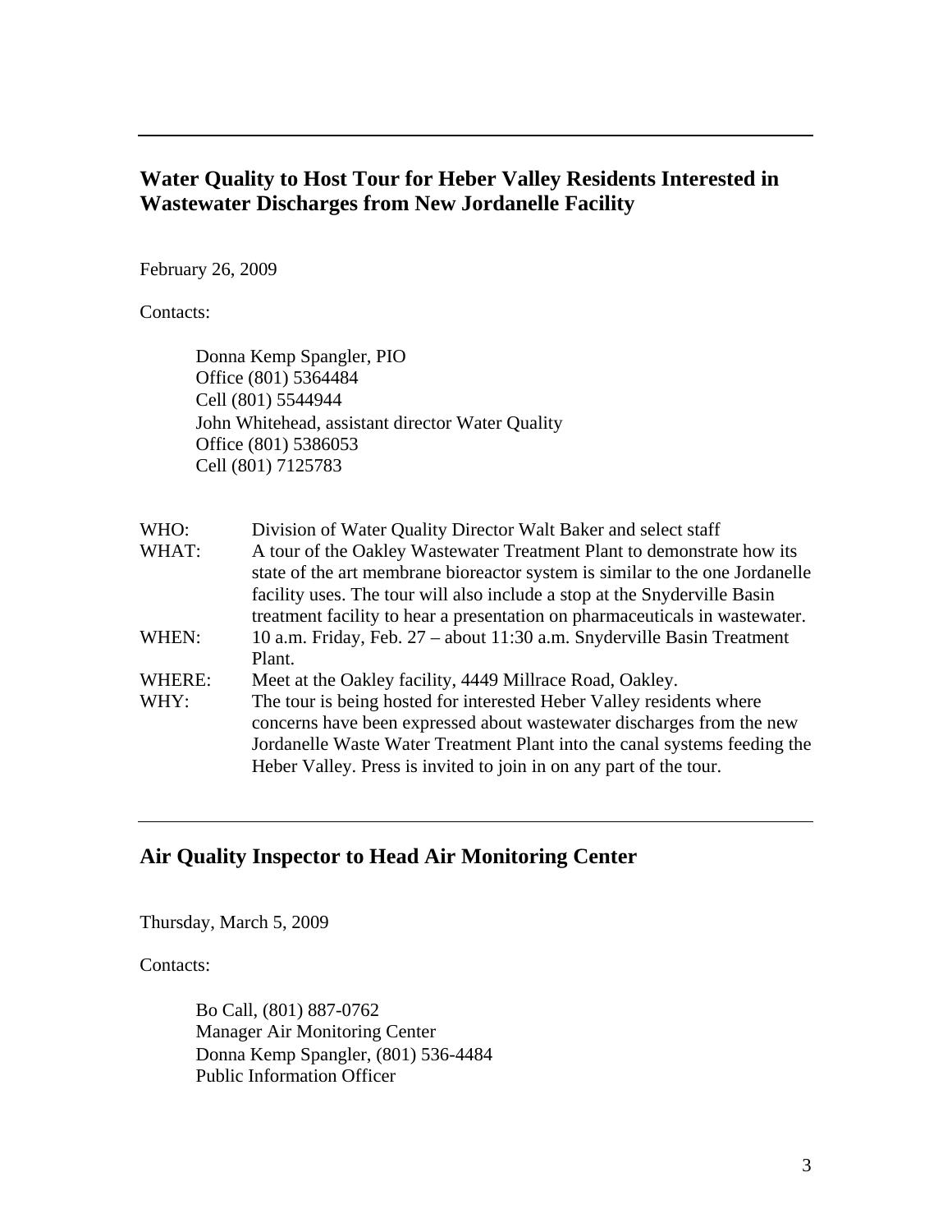---

## Water Quality to Host Tour for Heber Valley Residents Interested in Wastewater Discharges from New Jordanelle Facility

February 26, 2009

Contacts:

Donna Kemp Spangler, PIO
Office (801) 5364484
Cell (801) 5544944
John Whitehead, assistant director Water Quality
Office (801) 5386053
Cell (801) 7125783

| | |
|---|---|
| WHO: | Division of Water Quality Director Walt Baker and select staff |
| WHAT: | A tour of the Oakley Wastewater Treatment Plant to demonstrate how its state of the art membrane bioreactor system is similar to the one Jordanelle facility uses. The tour will also include a stop at the Snyderville Basin treatment facility to hear a presentation on pharmaceuticals in wastewater. |
| WHEN: | 10 a.m. Friday, Feb. 27 – about 11:30 a.m. Snyderville Basin Treatment Plant. |
| WHERE: | Meet at the Oakley facility, 4449 Millrace Road, Oakley. |
| WHY: | The tour is being hosted for interested Heber Valley residents where concerns have been expressed about wastewater discharges from the new Jordanelle Waste Water Treatment Plant into the canal systems feeding the Heber Valley. Press is invited to join in on any part of the tour. |

---

## Air Quality Inspector to Head Air Monitoring Center

Thursday, March 5, 2009

Contacts:

Bo Call, (801) 887-0762
Manager Air Monitoring Center
Donna Kemp Spangler, (801) 536-4484
Public Information Officer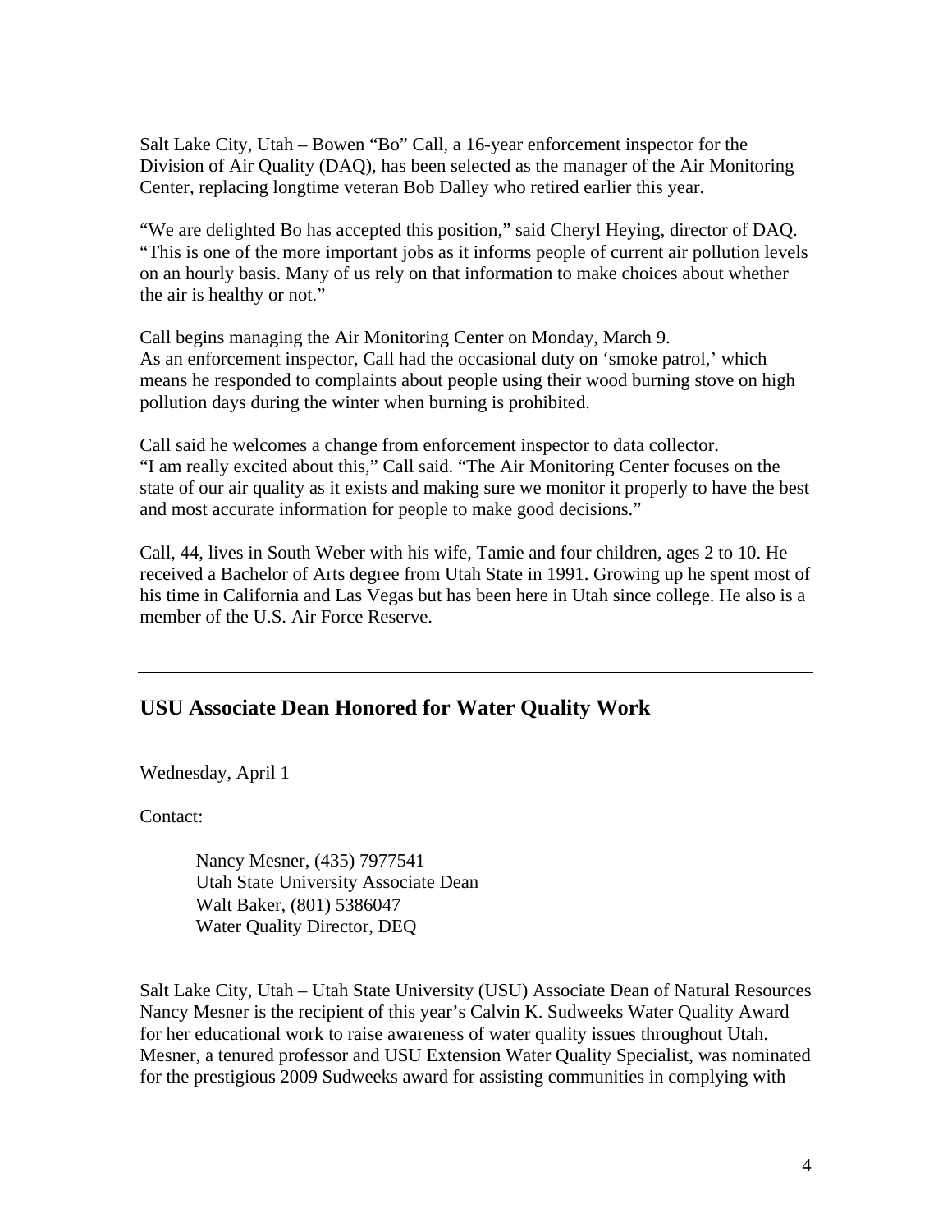Salt Lake City, Utah – Bowen "Bo" Call, a 16-year enforcement inspector for the Division of Air Quality (DAQ), has been selected as the manager of the Air Monitoring Center, replacing longtime veteran Bob Dalley who retired earlier this year.

"We are delighted Bo has accepted this position," said Cheryl Heying, director of DAQ. "This is one of the more important jobs as it informs people of current air pollution levels on an hourly basis. Many of us rely on that information to make choices about whether the air is healthy or not."

Call begins managing the Air Monitoring Center on Monday, March 9.
As an enforcement inspector, Call had the occasional duty on 'smoke patrol,' which means he responded to complaints about people using their wood burning stove on high pollution days during the winter when burning is prohibited.

Call said he welcomes a change from enforcement inspector to data collector.
"I am really excited about this," Call said. "The Air Monitoring Center focuses on the state of our air quality as it exists and making sure we monitor it properly to have the best and most accurate information for people to make good decisions."

Call, 44, lives in South Weber with his wife, Tamie and four children, ages 2 to 10. He received a Bachelor of Arts degree from Utah State in 1991. Growing up he spent most of his time in California and Las Vegas but has been here in Utah since college. He also is a member of the U.S. Air Force Reserve.

---

## USU Associate Dean Honored for Water Quality Work

Wednesday, April 1

Contact:

> Nancy Mesner, (435) 7977541
> Utah State University Associate Dean
> Walt Baker, (801) 5386047
> Water Quality Director, DEQ

Salt Lake City, Utah – Utah State University (USU) Associate Dean of Natural Resources Nancy Mesner is the recipient of this year's Calvin K. Sudweeks Water Quality Award for her educational work to raise awareness of water quality issues throughout Utah. Mesner, a tenured professor and USU Extension Water Quality Specialist, was nominated for the prestigious 2009 Sudweeks award for assisting communities in complying with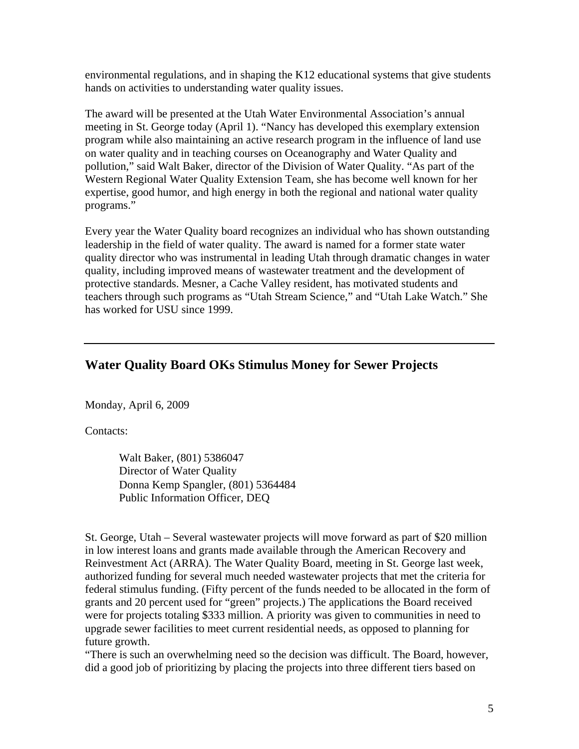environmental regulations, and in shaping the K12 educational systems that give students hands on activities to understanding water quality issues.

The award will be presented at the Utah Water Environmental Association's annual meeting in St. George today (April 1). "Nancy has developed this exemplary extension program while also maintaining an active research program in the influence of land use on water quality and in teaching courses on Oceanography and Water Quality and pollution," said Walt Baker, director of the Division of Water Quality. "As part of the Western Regional Water Quality Extension Team, she has become well known for her expertise, good humor, and high energy in both the regional and national water quality programs."

Every year the Water Quality board recognizes an individual who has shown outstanding leadership in the field of water quality. The award is named for a former state water quality director who was instrumental in leading Utah through dramatic changes in water quality, including improved means of wastewater treatment and the development of protective standards. Mesner, a Cache Valley resident, has motivated students and teachers through such programs as "Utah Stream Science," and "Utah Lake Watch." She has worked for USU since 1999.

---

## Water Quality Board OKs Stimulus Money for Sewer Projects

Monday, April 6, 2009

Contacts:

Walt Baker, (801) 5386047
Director of Water Quality
Donna Kemp Spangler, (801) 5364484
Public Information Officer, DEQ

St. George, Utah – Several wastewater projects will move forward as part of $20 million in low interest loans and grants made available through the American Recovery and Reinvestment Act (ARRA). The Water Quality Board, meeting in St. George last week, authorized funding for several much needed wastewater projects that met the criteria for federal stimulus funding. (Fifty percent of the funds needed to be allocated in the form of grants and 20 percent used for "green" projects.) The applications the Board received were for projects totaling $333 million. A priority was given to communities in need to upgrade sewer facilities to meet current residential needs, as opposed to planning for future growth.

"There is such an overwhelming need so the decision was difficult. The Board, however, did a good job of prioritizing by placing the projects into three different tiers based on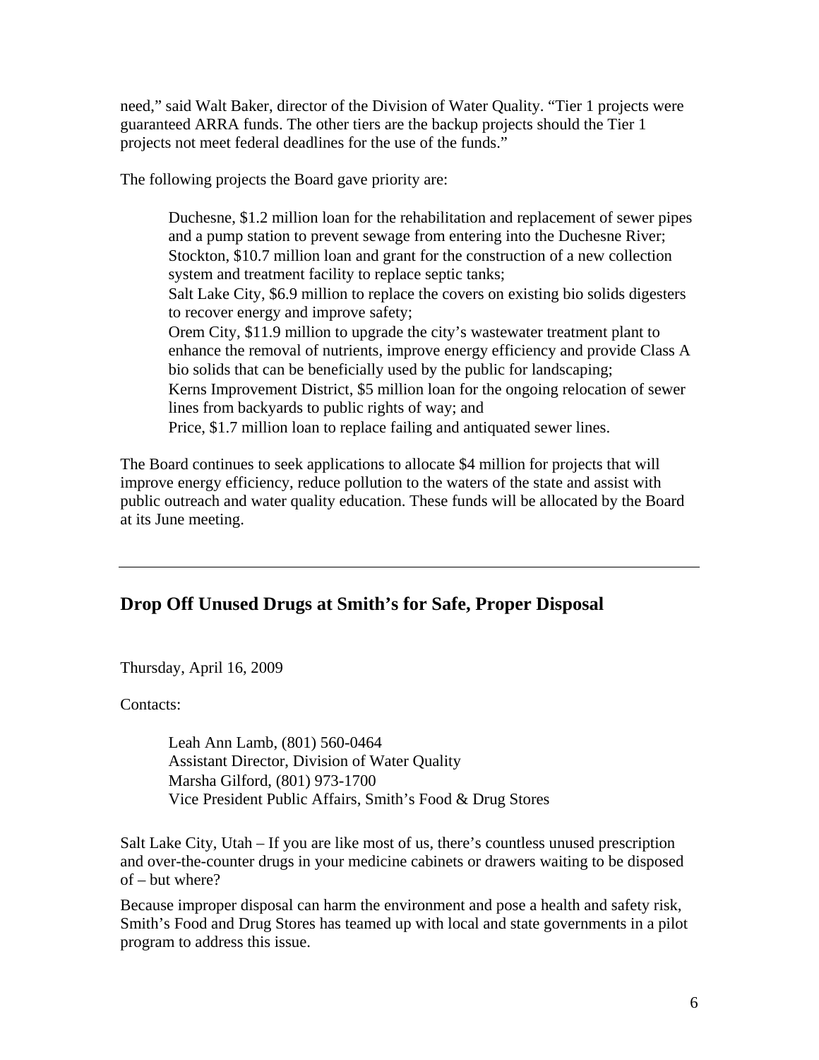need," said Walt Baker, director of the Division of Water Quality. "Tier 1 projects were guaranteed ARRA funds. The other tiers are the backup projects should the Tier 1 projects not meet federal deadlines for the use of the funds."

The following projects the Board gave priority are:

> Duchesne, $1.2 million loan for the rehabilitation and replacement of sewer pipes and a pump station to prevent sewage from entering into the Duchesne River;
> Stockton, $10.7 million loan and grant for the construction of a new collection system and treatment facility to replace septic tanks;
> Salt Lake City, $6.9 million to replace the covers on existing bio solids digesters to recover energy and improve safety;
> Orem City, $11.9 million to upgrade the city's wastewater treatment plant to enhance the removal of nutrients, improve energy efficiency and provide Class A bio solids that can be beneficially used by the public for landscaping;
> Kerns Improvement District, $5 million loan for the ongoing relocation of sewer lines from backyards to public rights of way; and
> Price, $1.7 million loan to replace failing and antiquated sewer lines.

The Board continues to seek applications to allocate $4 million for projects that will improve energy efficiency, reduce pollution to the waters of the state and assist with public outreach and water quality education. These funds will be allocated by the Board at its June meeting.

---

## Drop Off Unused Drugs at Smith's for Safe, Proper Disposal

Thursday, April 16, 2009

Contacts:

> Leah Ann Lamb, (801) 560-0464
> Assistant Director, Division of Water Quality
> Marsha Gilford, (801) 973-1700
> Vice President Public Affairs, Smith's Food & Drug Stores

Salt Lake City, Utah – If you are like most of us, there's countless unused prescription and over-the-counter drugs in your medicine cabinets or drawers waiting to be disposed of – but where?

Because improper disposal can harm the environment and pose a health and safety risk, Smith's Food and Drug Stores has teamed up with local and state governments in a pilot program to address this issue.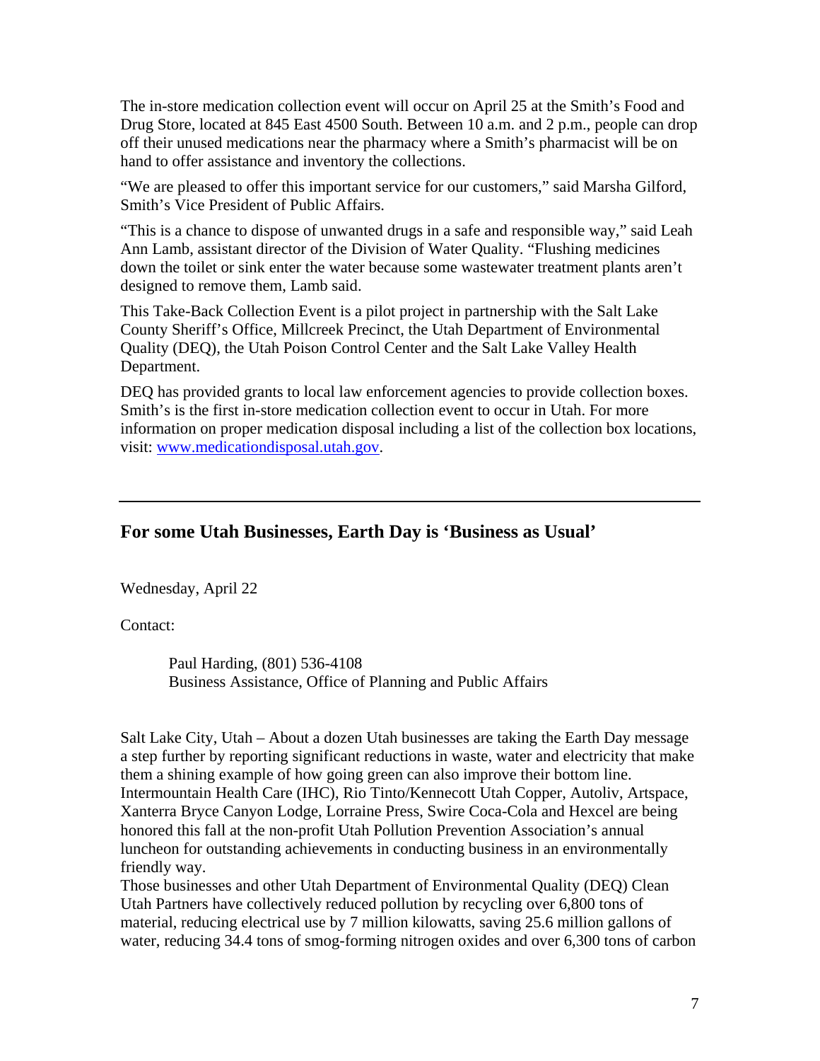The in-store medication collection event will occur on April 25 at the Smith's Food and Drug Store, located at 845 East 4500 South. Between 10 a.m. and 2 p.m., people can drop off their unused medications near the pharmacy where a Smith's pharmacist will be on hand to offer assistance and inventory the collections.

"We are pleased to offer this important service for our customers," said Marsha Gilford, Smith's Vice President of Public Affairs.

"This is a chance to dispose of unwanted drugs in a safe and responsible way," said Leah Ann Lamb, assistant director of the Division of Water Quality. "Flushing medicines down the toilet or sink enter the water because some wastewater treatment plants aren't designed to remove them, Lamb said.

This Take-Back Collection Event is a pilot project in partnership with the Salt Lake County Sheriff's Office, Millcreek Precinct, the Utah Department of Environmental Quality (DEQ), the Utah Poison Control Center and the Salt Lake Valley Health Department.

DEQ has provided grants to local law enforcement agencies to provide collection boxes. Smith's is the first in-store medication collection event to occur in Utah. For more information on proper medication disposal including a list of the collection box locations, visit: [www.medicationdisposal.utah.gov](www.medicationdisposal.utah.gov).

---

## For some Utah Businesses, Earth Day is 'Business as Usual'

Wednesday, April 22

Contact:

> Paul Harding, (801) 536-4108
> Business Assistance, Office of Planning and Public Affairs

Salt Lake City, Utah – About a dozen Utah businesses are taking the Earth Day message a step further by reporting significant reductions in waste, water and electricity that make them a shining example of how going green can also improve their bottom line. Intermountain Health Care (IHC), Rio Tinto/Kennecott Utah Copper, Autoliv, Artspace, Xanterra Bryce Canyon Lodge, Lorraine Press, Swire Coca-Cola and Hexcel are being honored this fall at the non-profit Utah Pollution Prevention Association's annual luncheon for outstanding achievements in conducting business in an environmentally friendly way.

Those businesses and other Utah Department of Environmental Quality (DEQ) Clean Utah Partners have collectively reduced pollution by recycling over 6,800 tons of material, reducing electrical use by 7 million kilowatts, saving 25.6 million gallons of water, reducing 34.4 tons of smog-forming nitrogen oxides and over 6,300 tons of carbon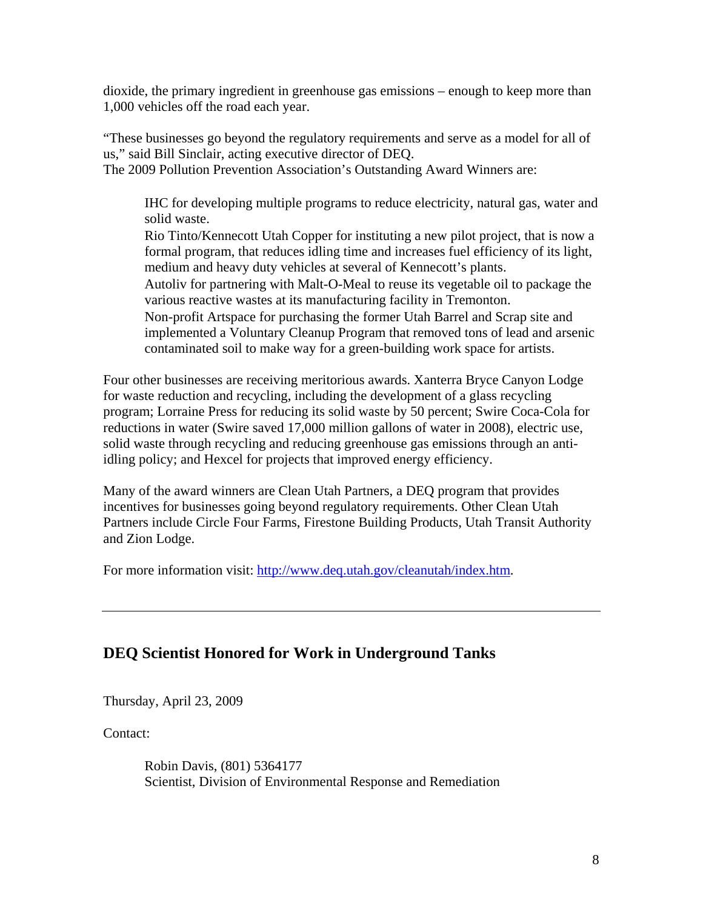dioxide, the primary ingredient in greenhouse gas emissions – enough to keep more than 1,000 vehicles off the road each year.

"These businesses go beyond the regulatory requirements and serve as a model for all of us," said Bill Sinclair, acting executive director of DEQ.
The 2009 Pollution Prevention Association's Outstanding Award Winners are:

> IHC for developing multiple programs to reduce electricity, natural gas, water and solid waste.
> Rio Tinto/Kennecott Utah Copper for instituting a new pilot project, that is now a formal program, that reduces idling time and increases fuel efficiency of its light, medium and heavy duty vehicles at several of Kennecott's plants.
> Autoliv for partnering with Malt-O-Meal to reuse its vegetable oil to package the various reactive wastes at its manufacturing facility in Tremonton.
> Non-profit Artspace for purchasing the former Utah Barrel and Scrap site and implemented a Voluntary Cleanup Program that removed tons of lead and arsenic contaminated soil to make way for a green-building work space for artists.

Four other businesses are receiving meritorious awards. Xanterra Bryce Canyon Lodge for waste reduction and recycling, including the development of a glass recycling program; Lorraine Press for reducing its solid waste by 50 percent; Swire Coca-Cola for reductions in water (Swire saved 17,000 million gallons of water in 2008), electric use, solid waste through recycling and reducing greenhouse gas emissions through an anti-idling policy; and Hexcel for projects that improved energy efficiency.

Many of the award winners are Clean Utah Partners, a DEQ program that provides incentives for businesses going beyond regulatory requirements. Other Clean Utah Partners include Circle Four Farms, Firestone Building Products, Utah Transit Authority and Zion Lodge.

For more information visit: [http://www.deq.utah.gov/cleanutah/index.htm](http://www.deq.utah.gov/cleanutah/index.htm).

---

## DEQ Scientist Honored for Work in Underground Tanks

Thursday, April 23, 2009

Contact:

> Robin Davis, (801) 5364177
> Scientist, Division of Environmental Response and Remediation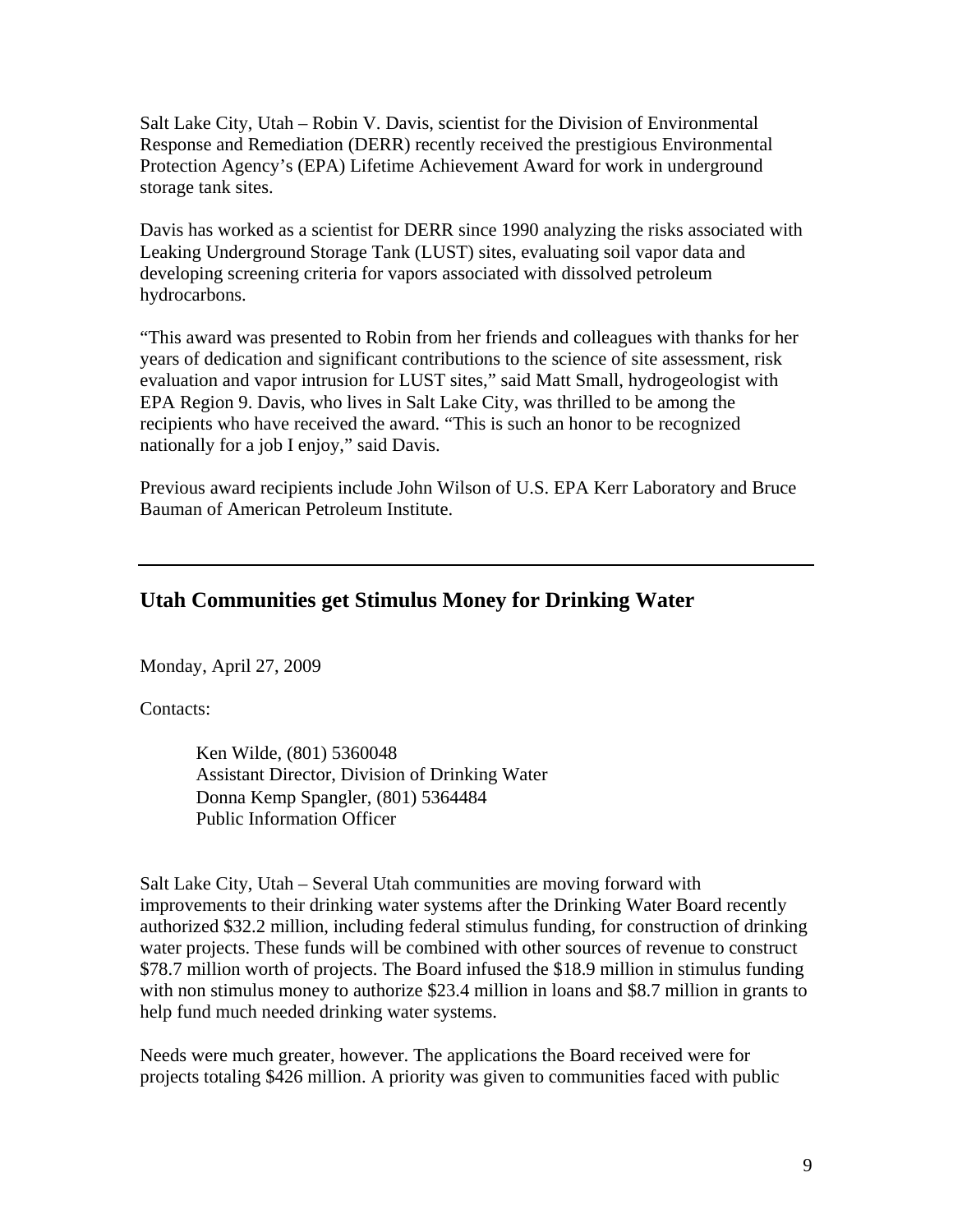Salt Lake City, Utah – Robin V. Davis, scientist for the Division of Environmental Response and Remediation (DERR) recently received the prestigious Environmental Protection Agency's (EPA) Lifetime Achievement Award for work in underground storage tank sites.

Davis has worked as a scientist for DERR since 1990 analyzing the risks associated with Leaking Underground Storage Tank (LUST) sites, evaluating soil vapor data and developing screening criteria for vapors associated with dissolved petroleum hydrocarbons.

"This award was presented to Robin from her friends and colleagues with thanks for her years of dedication and significant contributions to the science of site assessment, risk evaluation and vapor intrusion for LUST sites," said Matt Small, hydrogeologist with EPA Region 9. Davis, who lives in Salt Lake City, was thrilled to be among the recipients who have received the award. "This is such an honor to be recognized nationally for a job I enjoy," said Davis.

Previous award recipients include John Wilson of U.S. EPA Kerr Laboratory and Bruce Bauman of American Petroleum Institute.

---

## Utah Communities get Stimulus Money for Drinking Water

Monday, April 27, 2009

Contacts:

> Ken Wilde, (801) 5360048
> Assistant Director, Division of Drinking Water
> Donna Kemp Spangler, (801) 5364484
> Public Information Officer

Salt Lake City, Utah – Several Utah communities are moving forward with improvements to their drinking water systems after the Drinking Water Board recently authorized $32.2 million, including federal stimulus funding, for construction of drinking water projects. These funds will be combined with other sources of revenue to construct $78.7 million worth of projects. The Board infused the $18.9 million in stimulus funding with non stimulus money to authorize $23.4 million in loans and $8.7 million in grants to help fund much needed drinking water systems.

Needs were much greater, however. The applications the Board received were for projects totaling $426 million. A priority was given to communities faced with public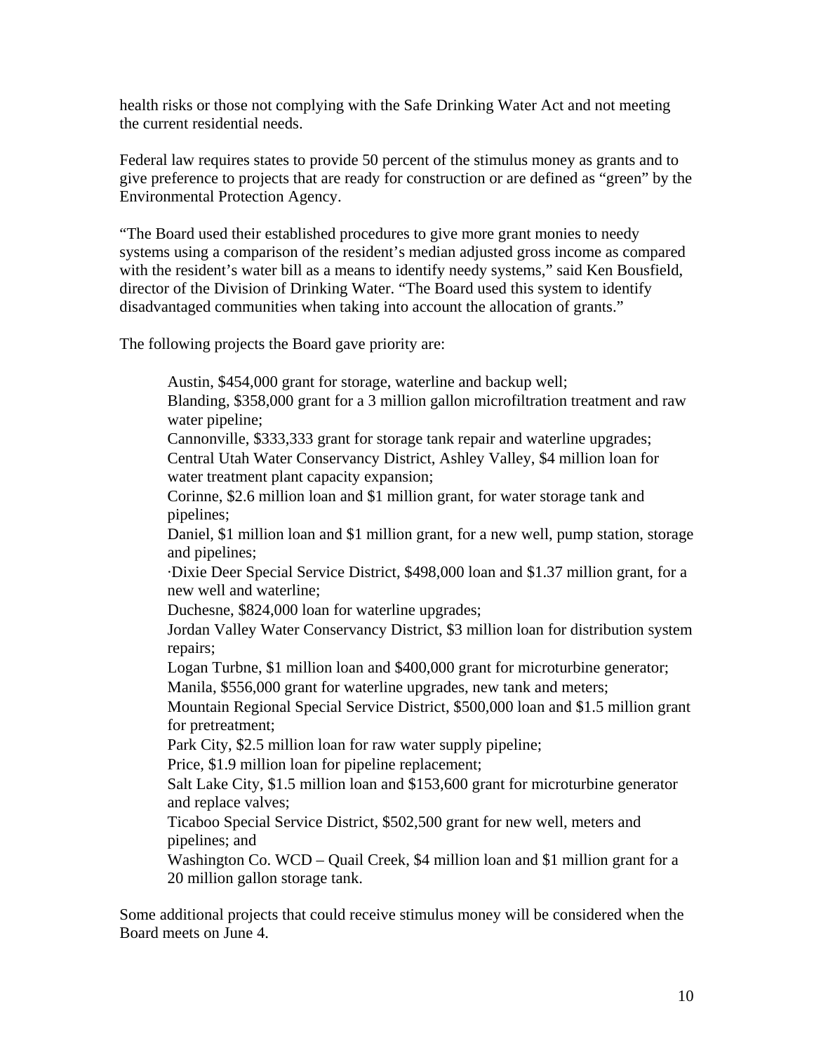health risks or those not complying with the Safe Drinking Water Act and not meeting the current residential needs.

Federal law requires states to provide 50 percent of the stimulus money as grants and to give preference to projects that are ready for construction or are defined as "green" by the Environmental Protection Agency.

"The Board used their established procedures to give more grant monies to needy systems using a comparison of the resident's median adjusted gross income as compared with the resident's water bill as a means to identify needy systems," said Ken Bousfield, director of the Division of Drinking Water. "The Board used this system to identify disadvantaged communities when taking into account the allocation of grants."

The following projects the Board gave priority are:

> Austin, $454,000 grant for storage, waterline and backup well;
> Blanding, $358,000 grant for a 3 million gallon microfiltration treatment and raw water pipeline;
> Cannonville, $333,333 grant for storage tank repair and waterline upgrades;
> Central Utah Water Conservancy District, Ashley Valley, $4 million loan for water treatment plant capacity expansion;
> Corinne, $2.6 million loan and $1 million grant, for water storage tank and pipelines;
> Daniel, $1 million loan and $1 million grant, for a new well, pump station, storage and pipelines;
> ·Dixie Deer Special Service District, $498,000 loan and $1.37 million grant, for a new well and waterline;
> Duchesne, $824,000 loan for waterline upgrades;
> Jordan Valley Water Conservancy District, $3 million loan for distribution system repairs;
> Logan Turbne, $1 million loan and $400,000 grant for microturbine generator;
> Manila, $556,000 grant for waterline upgrades, new tank and meters;
> Mountain Regional Special Service District, $500,000 loan and $1.5 million grant for pretreatment;
> Park City, $2.5 million loan for raw water supply pipeline;
> Price, $1.9 million loan for pipeline replacement;
> Salt Lake City, $1.5 million loan and $153,600 grant for microturbine generator and replace valves;
> Ticaboo Special Service District, $502,500 grant for new well, meters and pipelines; and
> Washington Co. WCD – Quail Creek, $4 million loan and $1 million grant for a 20 million gallon storage tank.

Some additional projects that could receive stimulus money will be considered when the Board meets on June 4.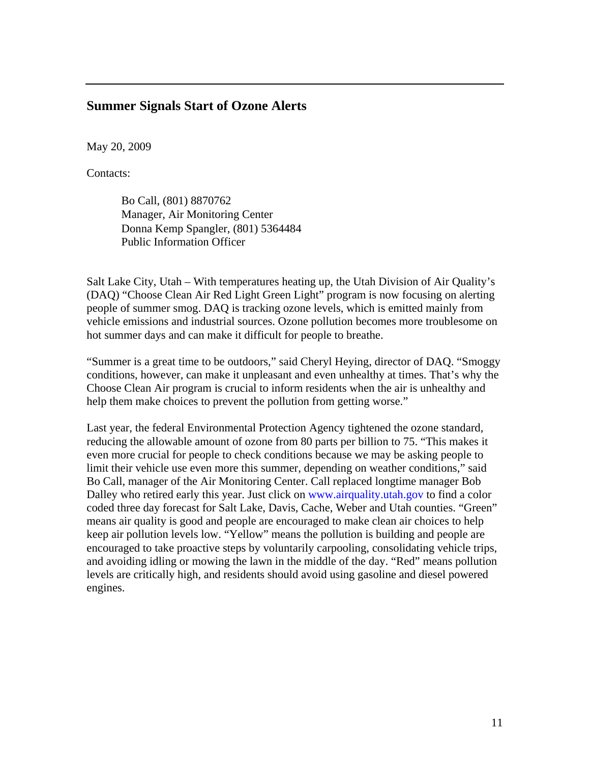## Summer Signals Start of Ozone Alerts

May 20, 2009

Contacts:

> Bo Call, (801) 8870762
> Manager, Air Monitoring Center
> Donna Kemp Spangler, (801) 5364484
> Public Information Officer

Salt Lake City, Utah – With temperatures heating up, the Utah Division of Air Quality's (DAQ) "Choose Clean Air Red Light Green Light" program is now focusing on alerting people of summer smog. DAQ is tracking ozone levels, which is emitted mainly from vehicle emissions and industrial sources. Ozone pollution becomes more troublesome on hot summer days and can make it difficult for people to breathe.

"Summer is a great time to be outdoors," said Cheryl Heying, director of DAQ. "Smoggy conditions, however, can make it unpleasant and even unhealthy at times. That's why the Choose Clean Air program is crucial to inform residents when the air is unhealthy and help them make choices to prevent the pollution from getting worse."

Last year, the federal Environmental Protection Agency tightened the ozone standard, reducing the allowable amount of ozone from 80 parts per billion to 75. "This makes it even more crucial for people to check conditions because we may be asking people to limit their vehicle use even more this summer, depending on weather conditions," said Bo Call, manager of the Air Monitoring Center. Call replaced longtime manager Bob Dalley who retired early this year. Just click on www.airquality.utah.gov to find a color coded three day forecast for Salt Lake, Davis, Cache, Weber and Utah counties. "Green" means air quality is good and people are encouraged to make clean air choices to help keep air pollution levels low. "Yellow" means the pollution is building and people are encouraged to take proactive steps by voluntarily carpooling, consolidating vehicle trips, and avoiding idling or mowing the lawn in the middle of the day. "Red" means pollution levels are critically high, and residents should avoid using gasoline and diesel powered engines.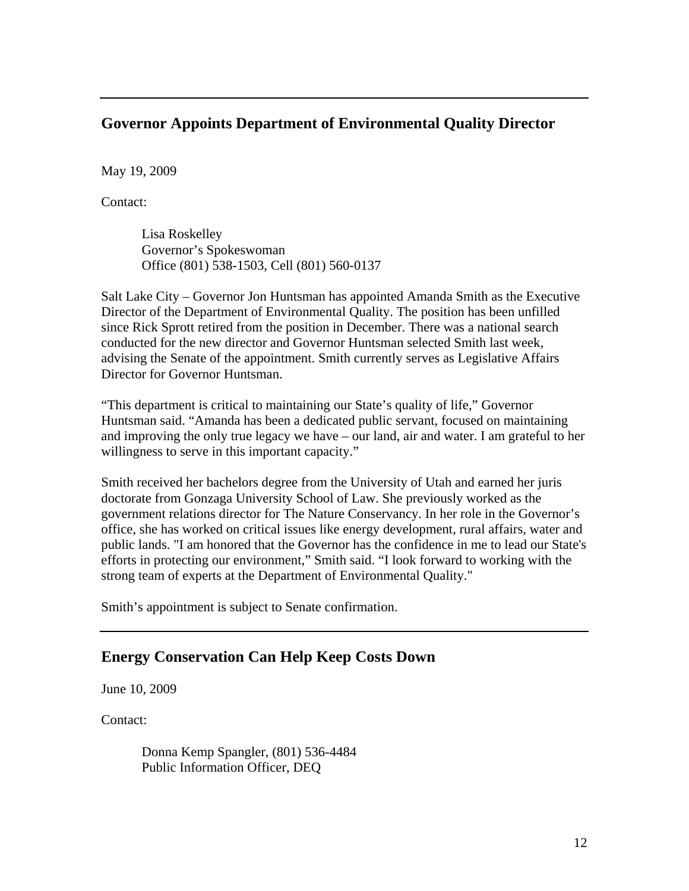---

## Governor Appoints Department of Environmental Quality Director

May 19, 2009

Contact:

> Lisa Roskelley
> Governor's Spokeswoman
> Office (801) 538-1503, Cell (801) 560-0137

Salt Lake City – Governor Jon Huntsman has appointed Amanda Smith as the Executive Director of the Department of Environmental Quality. The position has been unfilled since Rick Sprott retired from the position in December. There was a national search conducted for the new director and Governor Huntsman selected Smith last week, advising the Senate of the appointment. Smith currently serves as Legislative Affairs Director for Governor Huntsman.

"This department is critical to maintaining our State's quality of life," Governor Huntsman said. "Amanda has been a dedicated public servant, focused on maintaining and improving the only true legacy we have – our land, air and water. I am grateful to her willingness to serve in this important capacity."

Smith received her bachelors degree from the University of Utah and earned her juris doctorate from Gonzaga University School of Law. She previously worked as the government relations director for The Nature Conservancy. In her role in the Governor's office, she has worked on critical issues like energy development, rural affairs, water and public lands. "I am honored that the Governor has the confidence in me to lead our State's efforts in protecting our environment," Smith said. "I look forward to working with the strong team of experts at the Department of Environmental Quality."

Smith's appointment is subject to Senate confirmation.

---

## Energy Conservation Can Help Keep Costs Down

June 10, 2009

Contact:

> Donna Kemp Spangler, (801) 536-4484
> Public Information Officer, DEQ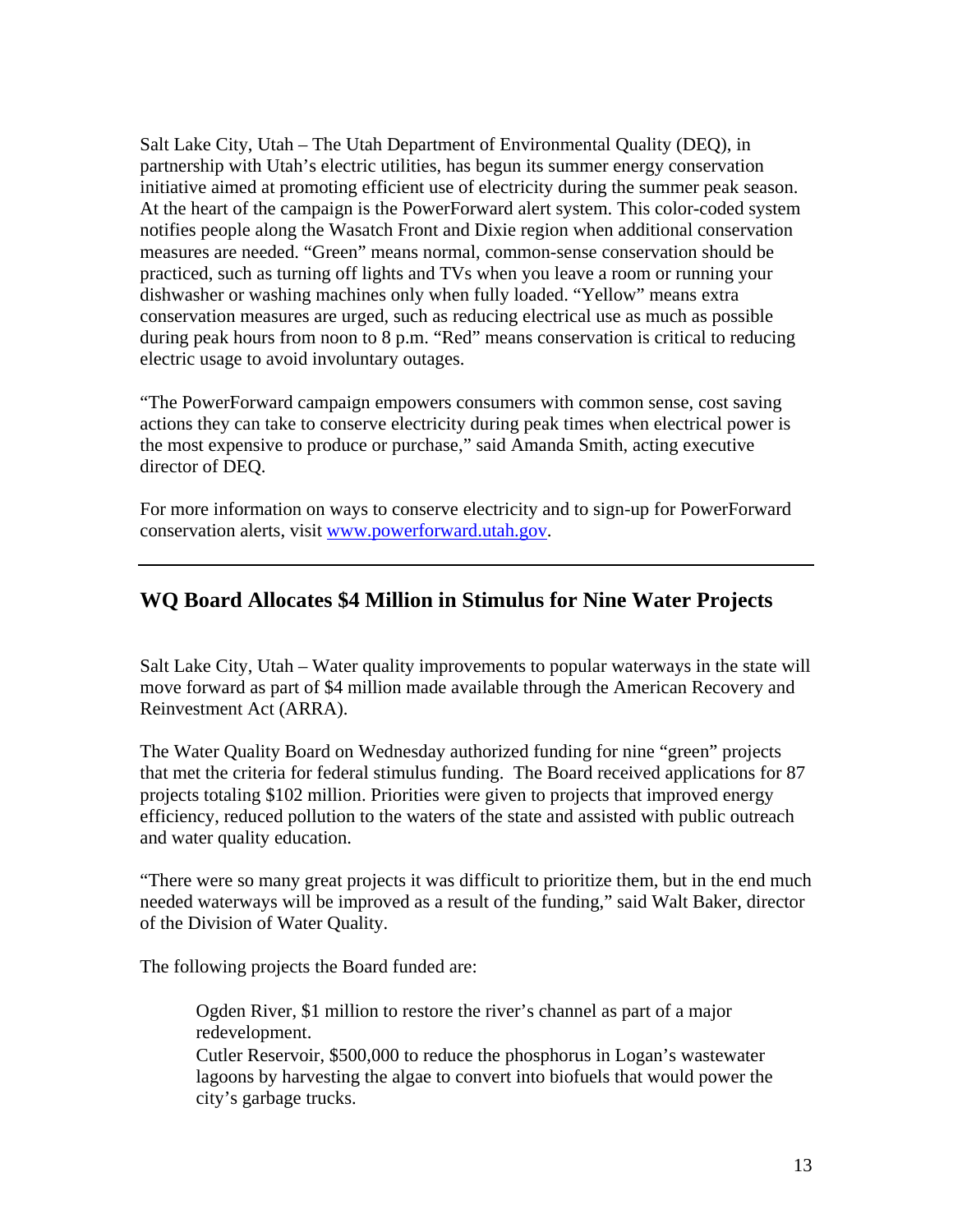Salt Lake City, Utah – The Utah Department of Environmental Quality (DEQ), in partnership with Utah's electric utilities, has begun its summer energy conservation initiative aimed at promoting efficient use of electricity during the summer peak season. At the heart of the campaign is the PowerForward alert system. This color-coded system notifies people along the Wasatch Front and Dixie region when additional conservation measures are needed. "Green" means normal, common-sense conservation should be practiced, such as turning off lights and TVs when you leave a room or running your dishwasher or washing machines only when fully loaded. "Yellow" means extra conservation measures are urged, such as reducing electrical use as much as possible during peak hours from noon to 8 p.m. "Red" means conservation is critical to reducing electric usage to avoid involuntary outages.

"The PowerForward campaign empowers consumers with common sense, cost saving actions they can take to conserve electricity during peak times when electrical power is the most expensive to produce or purchase," said Amanda Smith, acting executive director of DEQ.

For more information on ways to conserve electricity and to sign-up for PowerForward conservation alerts, visit [www.powerforward.utah.gov](http://www.powerforward.utah.gov).

---

## WQ Board Allocates $4 Million in Stimulus for Nine Water Projects

Salt Lake City, Utah – Water quality improvements to popular waterways in the state will move forward as part of $4 million made available through the American Recovery and Reinvestment Act (ARRA).

The Water Quality Board on Wednesday authorized funding for nine "green" projects that met the criteria for federal stimulus funding. The Board received applications for 87 projects totaling $102 million. Priorities were given to projects that improved energy efficiency, reduced pollution to the waters of the state and assisted with public outreach and water quality education.

"There were so many great projects it was difficult to prioritize them, but in the end much needed waterways will be improved as a result of the funding," said Walt Baker, director of the Division of Water Quality.

The following projects the Board funded are:

> Ogden River, $1 million to restore the river's channel as part of a major redevelopment.
>
> Cutler Reservoir, $500,000 to reduce the phosphorus in Logan's wastewater lagoons by harvesting the algae to convert into biofuels that would power the city's garbage trucks.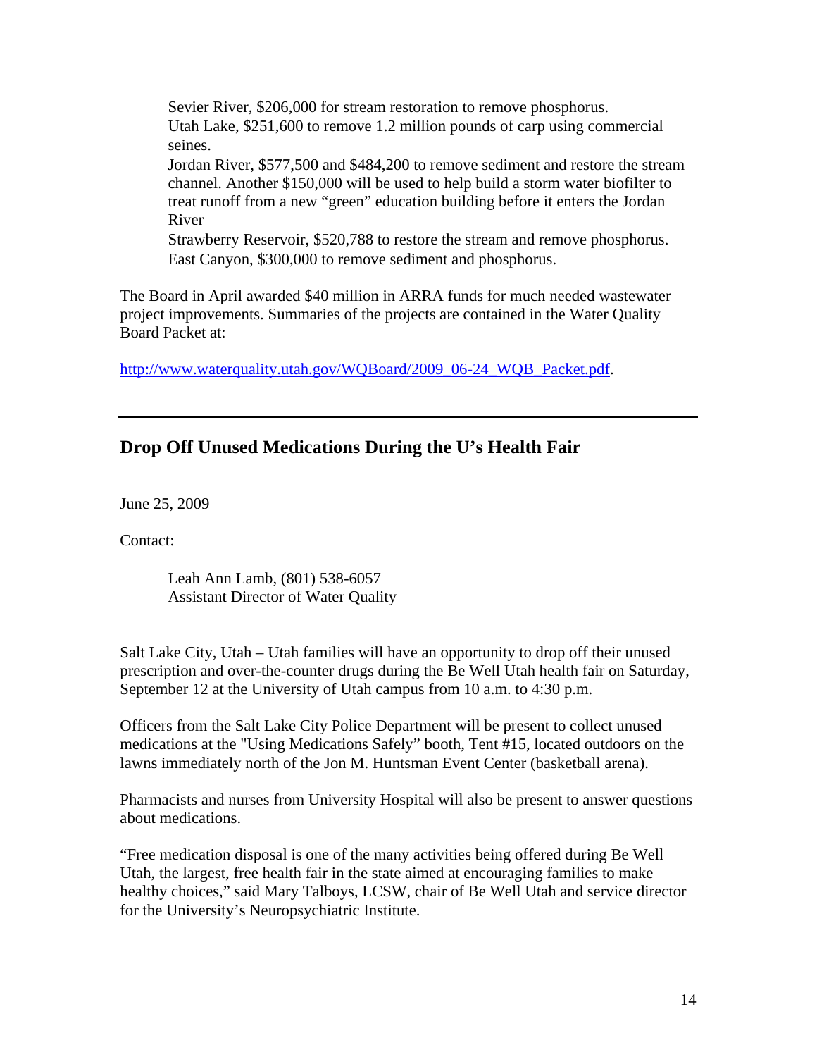Sevier River, $206,000 for stream restoration to remove phosphorus.
Utah Lake, $251,600 to remove 1.2 million pounds of carp using commercial seines.
Jordan River, $577,500 and $484,200 to remove sediment and restore the stream channel. Another $150,000 will be used to help build a storm water biofilter to treat runoff from a new “green” education building before it enters the Jordan River
Strawberry Reservoir, $520,788 to restore the stream and remove phosphorus.
East Canyon, $300,000 to remove sediment and phosphorus.

The Board in April awarded $40 million in ARRA funds for much needed wastewater project improvements. Summaries of the projects are contained in the Water Quality Board Packet at:

http://www.waterquality.utah.gov/WQBoard/2009_06-24_WQB_Packet.pdf.

---

## Drop Off Unused Medications During the U’s Health Fair

June 25, 2009

Contact:

Leah Ann Lamb, (801) 538-6057
Assistant Director of Water Quality

Salt Lake City, Utah – Utah families will have an opportunity to drop off their unused prescription and over-the-counter drugs during the Be Well Utah health fair on Saturday, September 12 at the University of Utah campus from 10 a.m. to 4:30 p.m.

Officers from the Salt Lake City Police Department will be present to collect unused medications at the "Using Medications Safely” booth, Tent #15, located outdoors on the lawns immediately north of the Jon M. Huntsman Event Center (basketball arena).

Pharmacists and nurses from University Hospital will also be present to answer questions about medications.

“Free medication disposal is one of the many activities being offered during Be Well Utah, the largest, free health fair in the state aimed at encouraging families to make healthy choices,” said Mary Talboys, LCSW, chair of Be Well Utah and service director for the University’s Neuropsychiatric Institute.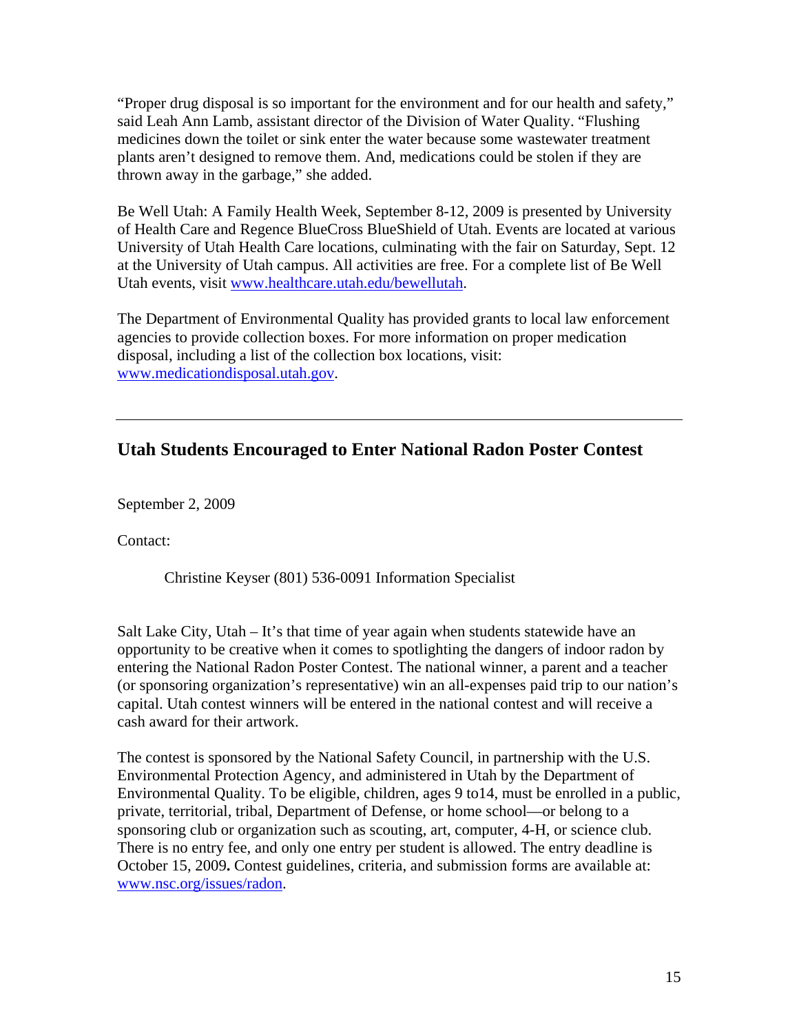"Proper drug disposal is so important for the environment and for our health and safety," said Leah Ann Lamb, assistant director of the Division of Water Quality. "Flushing medicines down the toilet or sink enter the water because some wastewater treatment plants aren't designed to remove them. And, medications could be stolen if they are thrown away in the garbage," she added.

Be Well Utah: A Family Health Week, September 8-12, 2009 is presented by University of Health Care and Regence BlueCross BlueShield of Utah. Events are located at various University of Utah Health Care locations, culminating with the fair on Saturday, Sept. 12 at the University of Utah campus. All activities are free. For a complete list of Be Well Utah events, visit [www.healthcare.utah.edu/bewellutah](www.healthcare.utah.edu/bewellutah).

The Department of Environmental Quality has provided grants to local law enforcement agencies to provide collection boxes. For more information on proper medication disposal, including a list of the collection box locations, visit: [www.medicationdisposal.utah.gov](www.medicationdisposal.utah.gov).

---

## Utah Students Encouraged to Enter National Radon Poster Contest

September 2, 2009

Contact:

Christine Keyser (801) 536-0091 Information Specialist

Salt Lake City, Utah – It's that time of year again when students statewide have an opportunity to be creative when it comes to spotlighting the dangers of indoor radon by entering the National Radon Poster Contest. The national winner, a parent and a teacher (or sponsoring organization's representative) win an all-expenses paid trip to our nation's capital. Utah contest winners will be entered in the national contest and will receive a cash award for their artwork.

The contest is sponsored by the National Safety Council, in partnership with the U.S. Environmental Protection Agency, and administered in Utah by the Department of Environmental Quality. To be eligible, children, ages 9 to14, must be enrolled in a public, private, territorial, tribal, Department of Defense, or home school—or belong to a sponsoring club or organization such as scouting, art, computer, 4-H, or science club. There is no entry fee, and only one entry per student is allowed. The entry deadline is October 15, 2009**.** Contest guidelines, criteria, and submission forms are available at: [www.nsc.org/issues/radon](www.nsc.org/issues/radon).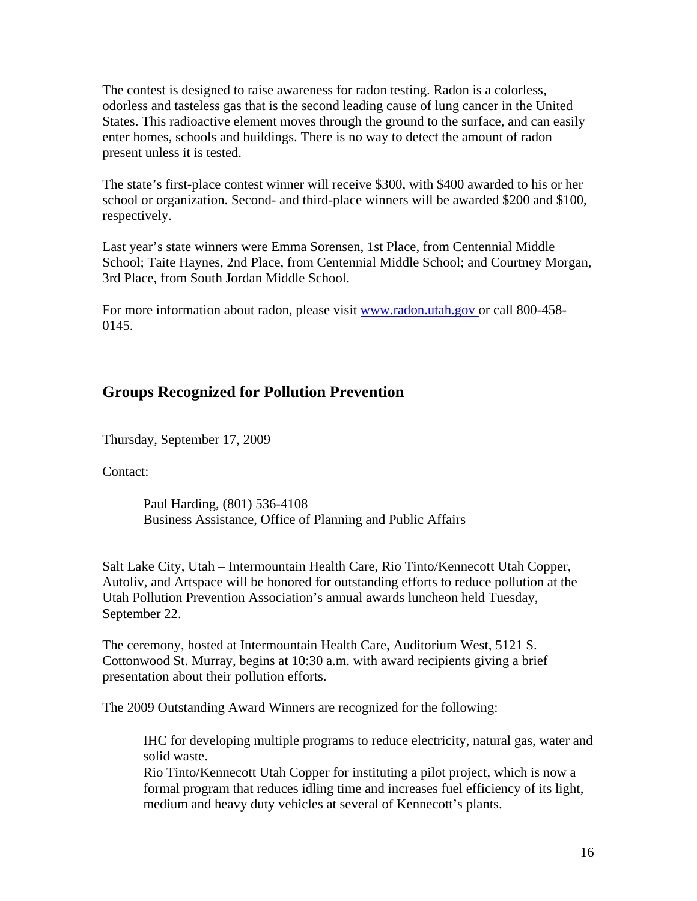The contest is designed to raise awareness for radon testing. Radon is a colorless, odorless and tasteless gas that is the second leading cause of lung cancer in the United States. This radioactive element moves through the ground to the surface, and can easily enter homes, schools and buildings. There is no way to detect the amount of radon present unless it is tested.

The state's first-place contest winner will receive $300, with $400 awarded to his or her school or organization. Second- and third-place winners will be awarded $200 and $100, respectively.

Last year's state winners were Emma Sorensen, 1st Place, from Centennial Middle School; Taite Haynes, 2nd Place, from Centennial Middle School; and Courtney Morgan, 3rd Place, from South Jordan Middle School.

For more information about radon, please visit [www.radon.utah.gov](http://www.radon.utah.gov) or call 800-458-0145.

---

## Groups Recognized for Pollution Prevention

Thursday, September 17, 2009

Contact:

> Paul Harding, (801) 536-4108
> Business Assistance, Office of Planning and Public Affairs

Salt Lake City, Utah – Intermountain Health Care, Rio Tinto/Kennecott Utah Copper, Autoliv, and Artspace will be honored for outstanding efforts to reduce pollution at the Utah Pollution Prevention Association's annual awards luncheon held Tuesday, September 22.

The ceremony, hosted at Intermountain Health Care, Auditorium West, 5121 S. Cottonwood St. Murray, begins at 10:30 a.m. with award recipients giving a brief presentation about their pollution efforts.

The 2009 Outstanding Award Winners are recognized for the following:

> IHC for developing multiple programs to reduce electricity, natural gas, water and solid waste.
>
> Rio Tinto/Kennecott Utah Copper for instituting a pilot project, which is now a formal program that reduces idling time and increases fuel efficiency of its light, medium and heavy duty vehicles at several of Kennecott's plants.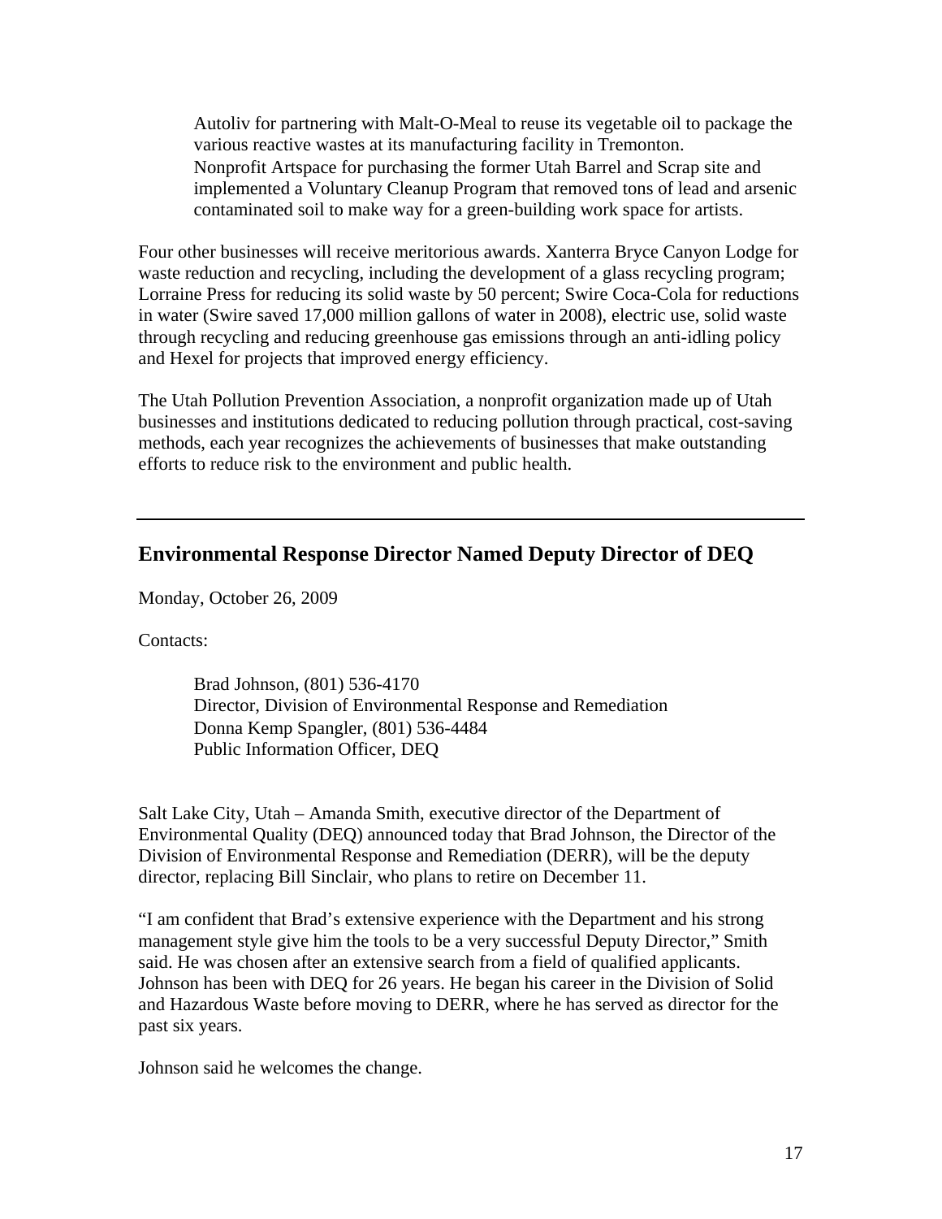Autoliv for partnering with Malt-O-Meal to reuse its vegetable oil to package the various reactive wastes at its manufacturing facility in Tremonton.
Nonprofit Artspace for purchasing the former Utah Barrel and Scrap site and implemented a Voluntary Cleanup Program that removed tons of lead and arsenic contaminated soil to make way for a green-building work space for artists.

Four other businesses will receive meritorious awards. Xanterra Bryce Canyon Lodge for waste reduction and recycling, including the development of a glass recycling program; Lorraine Press for reducing its solid waste by 50 percent; Swire Coca-Cola for reductions in water (Swire saved 17,000 million gallons of water in 2008), electric use, solid waste through recycling and reducing greenhouse gas emissions through an anti-idling policy and Hexel for projects that improved energy efficiency.

The Utah Pollution Prevention Association, a nonprofit organization made up of Utah businesses and institutions dedicated to reducing pollution through practical, cost-saving methods, each year recognizes the achievements of businesses that make outstanding efforts to reduce risk to the environment and public health.

---

## Environmental Response Director Named Deputy Director of DEQ

Monday, October 26, 2009

Contacts:

Brad Johnson, (801) 536-4170
Director, Division of Environmental Response and Remediation
Donna Kemp Spangler, (801) 536-4484
Public Information Officer, DEQ

Salt Lake City, Utah – Amanda Smith, executive director of the Department of Environmental Quality (DEQ) announced today that Brad Johnson, the Director of the Division of Environmental Response and Remediation (DERR), will be the deputy director, replacing Bill Sinclair, who plans to retire on December 11.

"I am confident that Brad's extensive experience with the Department and his strong management style give him the tools to be a very successful Deputy Director," Smith said. He was chosen after an extensive search from a field of qualified applicants. Johnson has been with DEQ for 26 years. He began his career in the Division of Solid and Hazardous Waste before moving to DERR, where he has served as director for the past six years.

Johnson said he welcomes the change.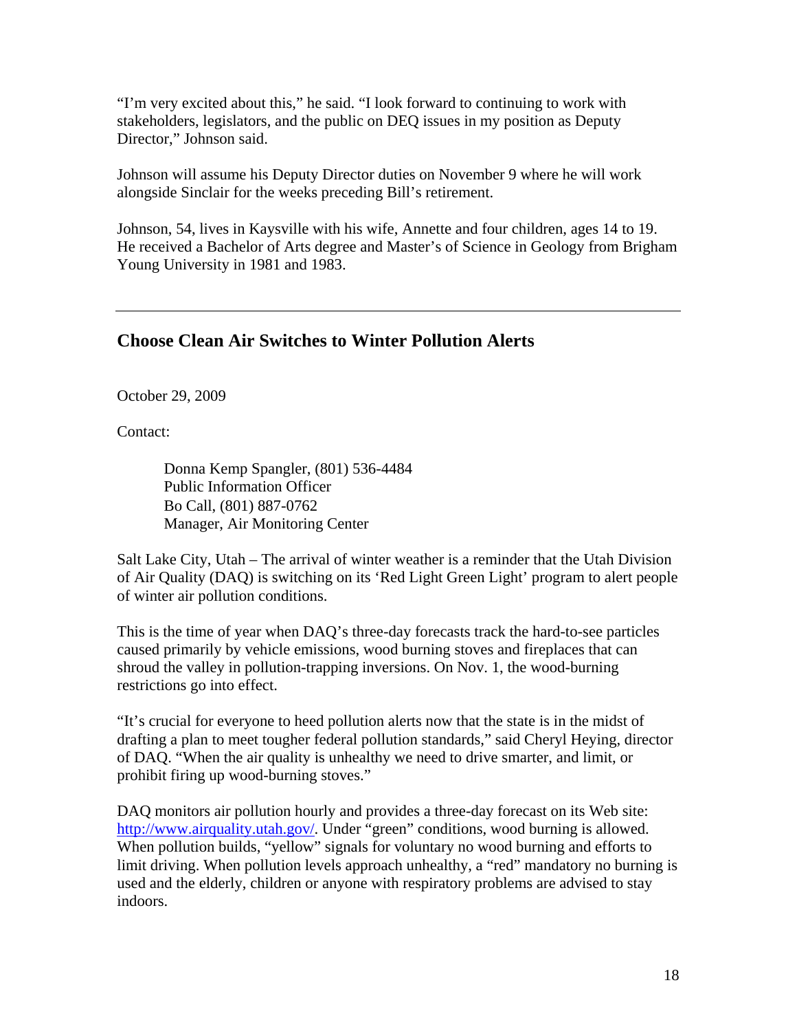"I'm very excited about this," he said. "I look forward to continuing to work with stakeholders, legislators, and the public on DEQ issues in my position as Deputy Director," Johnson said.

Johnson will assume his Deputy Director duties on November 9 where he will work alongside Sinclair for the weeks preceding Bill's retirement.

Johnson, 54, lives in Kaysville with his wife, Annette and four children, ages 14 to 19. He received a Bachelor of Arts degree and Master's of Science in Geology from Brigham Young University in 1981 and 1983.

---

## Choose Clean Air Switches to Winter Pollution Alerts

October 29, 2009

Contact:

> Donna Kemp Spangler, (801) 536-4484
> Public Information Officer
> Bo Call, (801) 887-0762
> Manager, Air Monitoring Center

Salt Lake City, Utah – The arrival of winter weather is a reminder that the Utah Division of Air Quality (DAQ) is switching on its 'Red Light Green Light' program to alert people of winter air pollution conditions.

This is the time of year when DAQ's three-day forecasts track the hard-to-see particles caused primarily by vehicle emissions, wood burning stoves and fireplaces that can shroud the valley in pollution-trapping inversions. On Nov. 1, the wood-burning restrictions go into effect.

"It's crucial for everyone to heed pollution alerts now that the state is in the midst of drafting a plan to meet tougher federal pollution standards," said Cheryl Heying, director of DAQ. "When the air quality is unhealthy we need to drive smarter, and limit, or prohibit firing up wood-burning stoves."

DAQ monitors air pollution hourly and provides a three-day forecast on its Web site: [http://www.airquality.utah.gov/](http://www.airquality.utah.gov/). Under "green" conditions, wood burning is allowed. When pollution builds, "yellow" signals for voluntary no wood burning and efforts to limit driving. When pollution levels approach unhealthy, a "red" mandatory no burning is used and the elderly, children or anyone with respiratory problems are advised to stay indoors.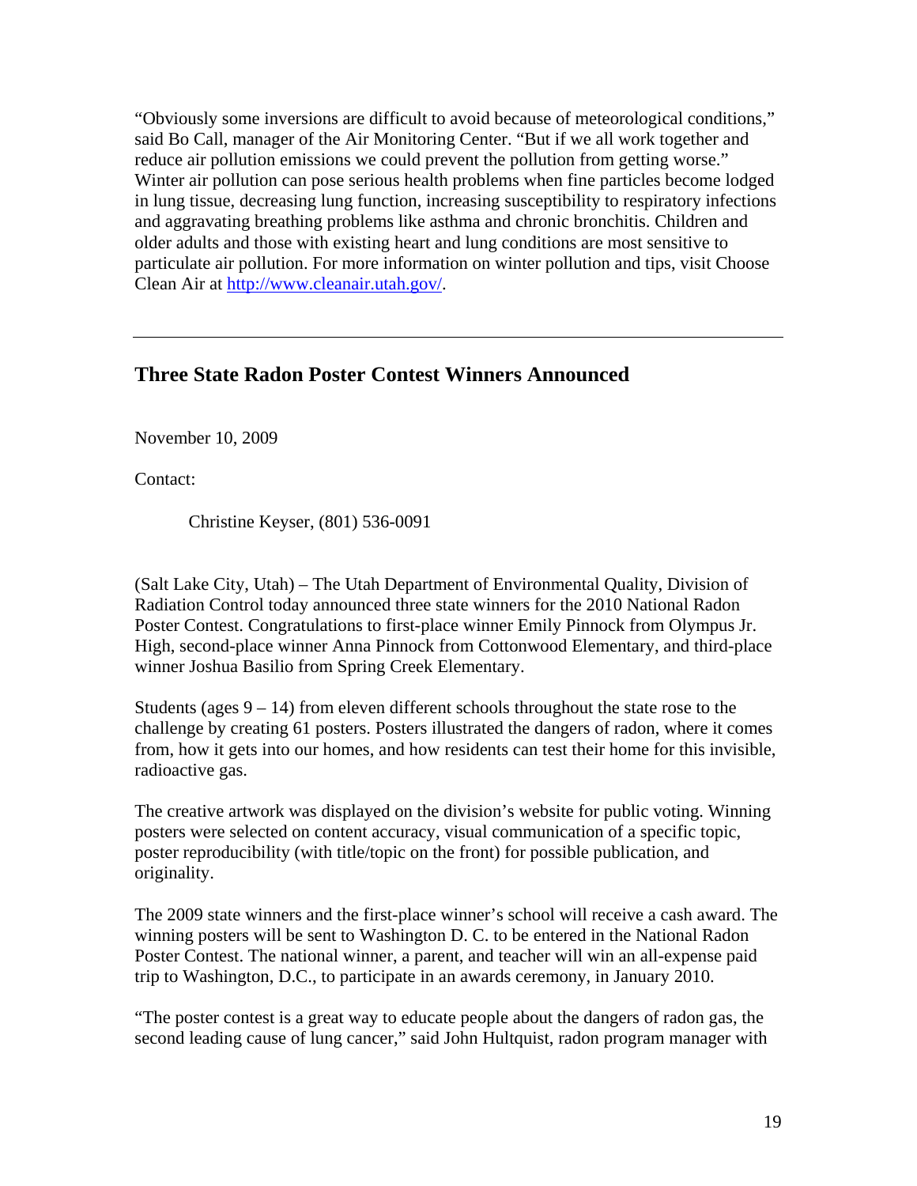"Obviously some inversions are difficult to avoid because of meteorological conditions," said Bo Call, manager of the Air Monitoring Center. "But if we all work together and reduce air pollution emissions we could prevent the pollution from getting worse." Winter air pollution can pose serious health problems when fine particles become lodged in lung tissue, decreasing lung function, increasing susceptibility to respiratory infections and aggravating breathing problems like asthma and chronic bronchitis. Children and older adults and those with existing heart and lung conditions are most sensitive to particulate air pollution. For more information on winter pollution and tips, visit Choose Clean Air at http://www.cleanair.utah.gov/.

---

## Three State Radon Poster Contest Winners Announced

November 10, 2009

Contact:

Christine Keyser, (801) 536-0091

(Salt Lake City, Utah) – The Utah Department of Environmental Quality, Division of Radiation Control today announced three state winners for the 2010 National Radon Poster Contest. Congratulations to first-place winner Emily Pinnock from Olympus Jr. High, second-place winner Anna Pinnock from Cottonwood Elementary, and third-place winner Joshua Basilio from Spring Creek Elementary.

Students (ages 9 – 14) from eleven different schools throughout the state rose to the challenge by creating 61 posters. Posters illustrated the dangers of radon, where it comes from, how it gets into our homes, and how residents can test their home for this invisible, radioactive gas.

The creative artwork was displayed on the division's website for public voting. Winning posters were selected on content accuracy, visual communication of a specific topic, poster reproducibility (with title/topic on the front) for possible publication, and originality.

The 2009 state winners and the first-place winner's school will receive a cash award. The winning posters will be sent to Washington D. C. to be entered in the National Radon Poster Contest. The national winner, a parent, and teacher will win an all-expense paid trip to Washington, D.C., to participate in an awards ceremony, in January 2010.

"The poster contest is a great way to educate people about the dangers of radon gas, the second leading cause of lung cancer," said John Hultquist, radon program manager with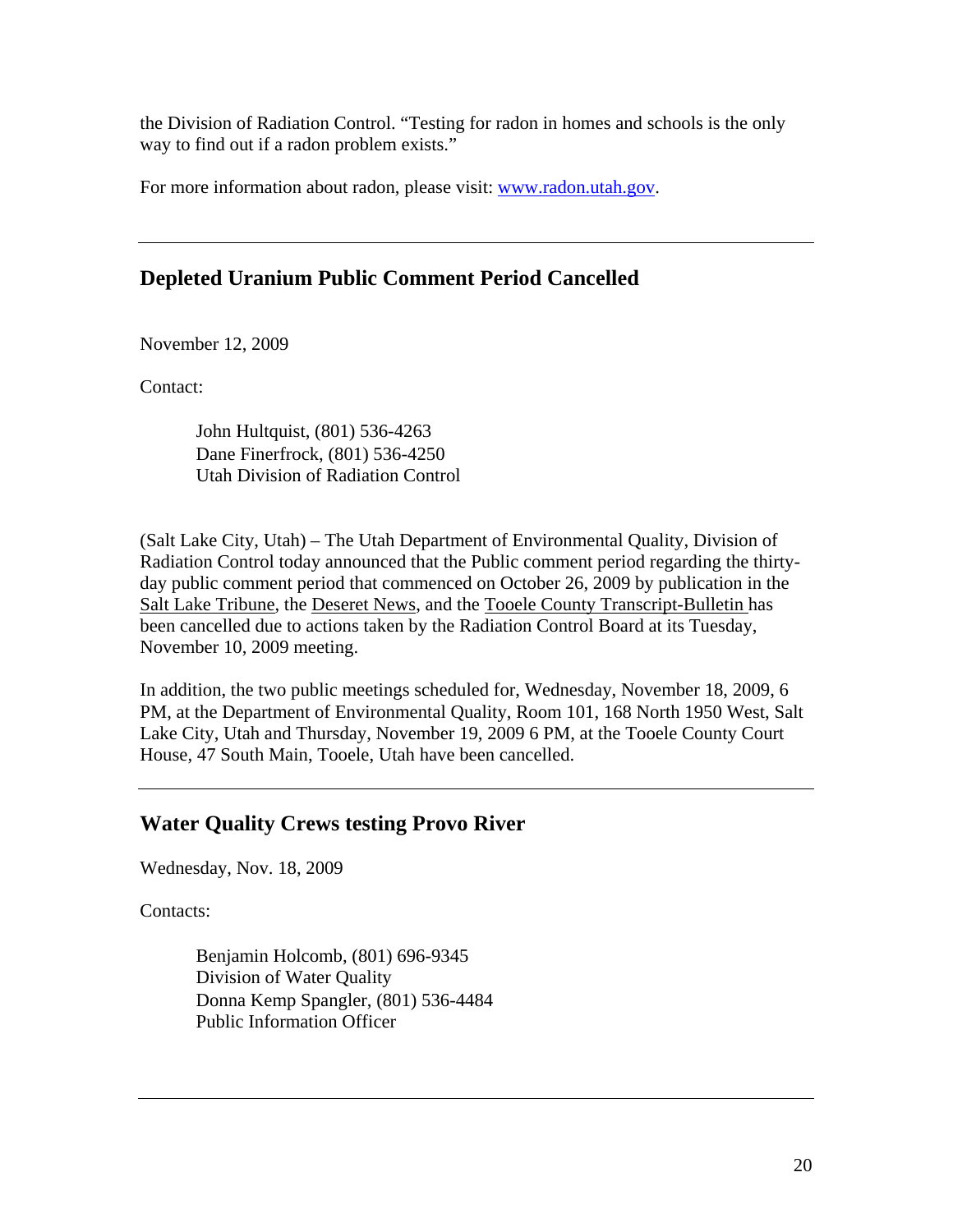the Division of Radiation Control. "Testing for radon in homes and schools is the only way to find out if a radon problem exists."

For more information about radon, please visit: www.radon.utah.gov.

---

## Depleted Uranium Public Comment Period Cancelled

November 12, 2009

Contact:

> John Hultquist, (801) 536-4263
> Dane Finerfrock, (801) 536-4250
> Utah Division of Radiation Control

(Salt Lake City, Utah) – The Utah Department of Environmental Quality, Division of Radiation Control today announced that the Public comment period regarding the thirty-day public comment period that commenced on October 26, 2009 by publication in the Salt Lake Tribune, the Deseret News, and the Tooele County Transcript-Bulletin has been cancelled due to actions taken by the Radiation Control Board at its Tuesday, November 10, 2009 meeting.

In addition, the two public meetings scheduled for, Wednesday, November 18, 2009, 6 PM, at the Department of Environmental Quality, Room 101, 168 North 1950 West, Salt Lake City, Utah and Thursday, November 19, 2009 6 PM, at the Tooele County Court House, 47 South Main, Tooele, Utah have been cancelled.

---

## Water Quality Crews testing Provo River

Wednesday, Nov. 18, 2009

Contacts:

> Benjamin Holcomb, (801) 696-9345
> Division of Water Quality
> Donna Kemp Spangler, (801) 536-4484
> Public Information Officer

---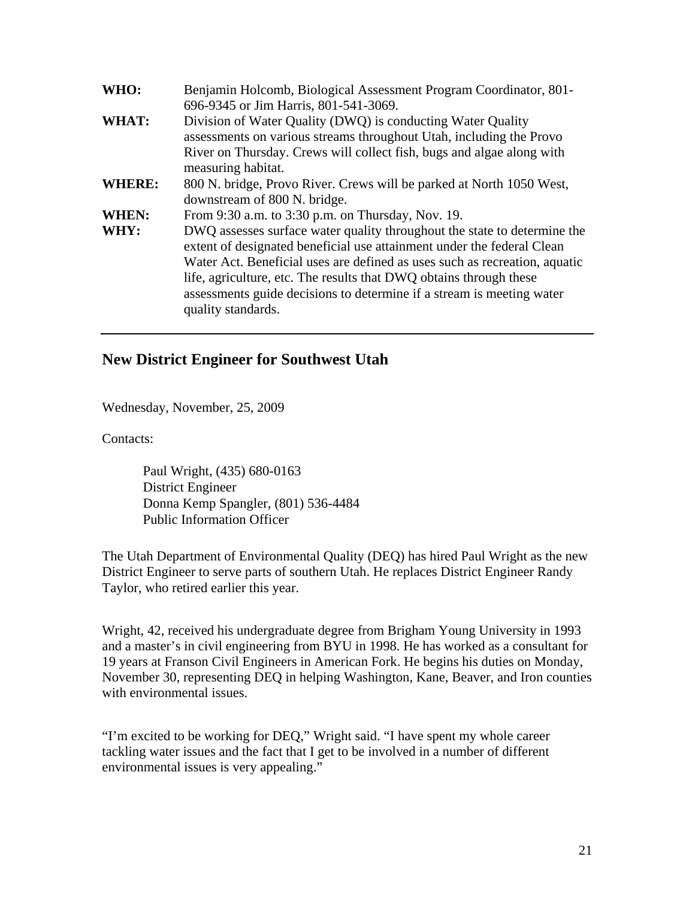| | |
|---|---|
| **WHO:** | Benjamin Holcomb, Biological Assessment Program Coordinator, 801-696-9345 or Jim Harris, 801-541-3069. |
| **WHAT:** | Division of Water Quality (DWQ) is conducting Water Quality assessments on various streams throughout Utah, including the Provo River on Thursday. Crews will collect fish, bugs and algae along with measuring habitat. |
| **WHERE:** | 800 N. bridge, Provo River. Crews will be parked at North 1050 West, downstream of 800 N. bridge. |
| **WHEN:** | From 9:30 a.m. to 3:30 p.m. on Thursday, Nov. 19. |
| **WHY:** | DWQ assesses surface water quality throughout the state to determine the extent of designated beneficial use attainment under the federal Clean Water Act. Beneficial uses are defined as uses such as recreation, aquatic life, agriculture, etc. The results that DWQ obtains through these assessments guide decisions to determine if a stream is meeting water quality standards. |

---

## New District Engineer for Southwest Utah

Wednesday, November, 25, 2009

Contacts:

Paul Wright, (435) 680-0163
District Engineer
Donna Kemp Spangler, (801) 536-4484
Public Information Officer

The Utah Department of Environmental Quality (DEQ) has hired Paul Wright as the new District Engineer to serve parts of southern Utah. He replaces District Engineer Randy Taylor, who retired earlier this year.

Wright, 42, received his undergraduate degree from Brigham Young University in 1993 and a master's in civil engineering from BYU in 1998. He has worked as a consultant for 19 years at Franson Civil Engineers in American Fork. He begins his duties on Monday, November 30, representing DEQ in helping Washington, Kane, Beaver, and Iron counties with environmental issues.

"I'm excited to be working for DEQ," Wright said. "I have spent my whole career tackling water issues and the fact that I get to be involved in a number of different environmental issues is very appealing."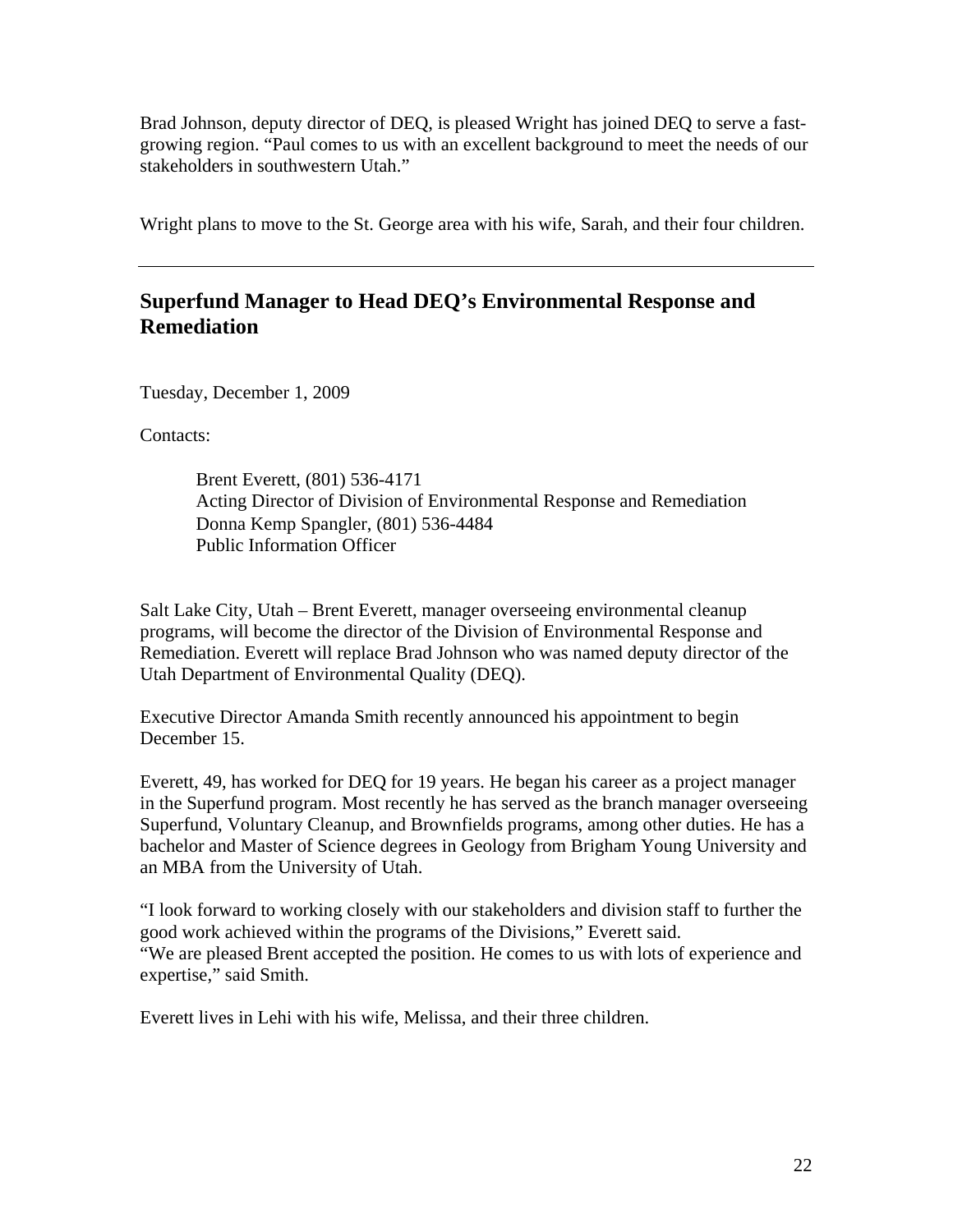Brad Johnson, deputy director of DEQ, is pleased Wright has joined DEQ to serve a fast-growing region. "Paul comes to us with an excellent background to meet the needs of our stakeholders in southwestern Utah."

Wright plans to move to the St. George area with his wife, Sarah, and their four children.

---

## Superfund Manager to Head DEQ's Environmental Response and Remediation

Tuesday, December 1, 2009

Contacts:

> Brent Everett, (801) 536-4171
> Acting Director of Division of Environmental Response and Remediation
> Donna Kemp Spangler, (801) 536-4484
> Public Information Officer

Salt Lake City, Utah – Brent Everett, manager overseeing environmental cleanup programs, will become the director of the Division of Environmental Response and Remediation. Everett will replace Brad Johnson who was named deputy director of the Utah Department of Environmental Quality (DEQ).

Executive Director Amanda Smith recently announced his appointment to begin December 15.

Everett, 49, has worked for DEQ for 19 years. He began his career as a project manager in the Superfund program. Most recently he has served as the branch manager overseeing Superfund, Voluntary Cleanup, and Brownfields programs, among other duties. He has a bachelor and Master of Science degrees in Geology from Brigham Young University and an MBA from the University of Utah.

"I look forward to working closely with our stakeholders and division staff to further the good work achieved within the programs of the Divisions," Everett said.
"We are pleased Brent accepted the position. He comes to us with lots of experience and expertise," said Smith.

Everett lives in Lehi with his wife, Melissa, and their three children.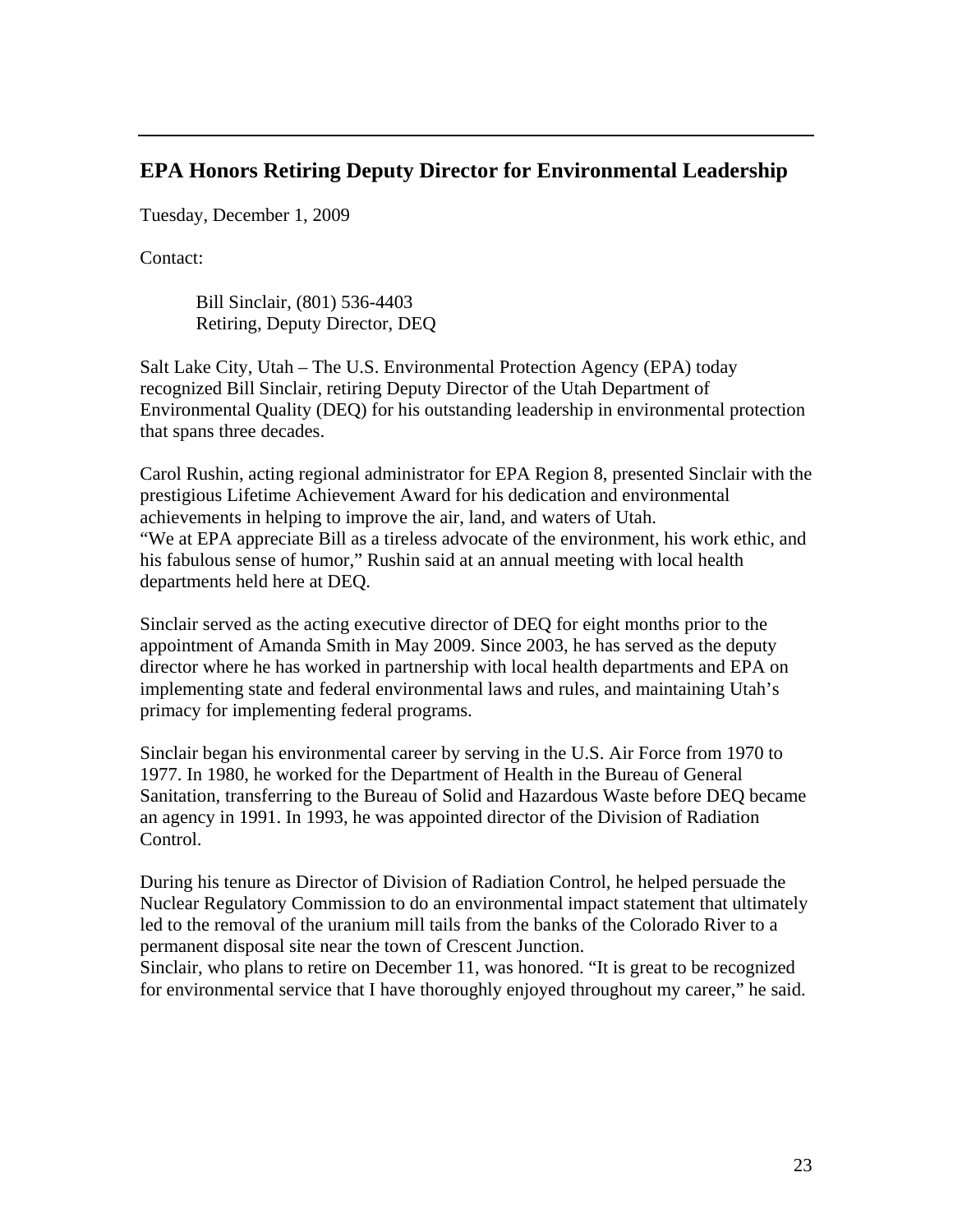---

## EPA Honors Retiring Deputy Director for Environmental Leadership

Tuesday, December 1, 2009

Contact:

> Bill Sinclair, (801) 536-4403
> Retiring, Deputy Director, DEQ

Salt Lake City, Utah – The U.S. Environmental Protection Agency (EPA) today recognized Bill Sinclair, retiring Deputy Director of the Utah Department of Environmental Quality (DEQ) for his outstanding leadership in environmental protection that spans three decades.

Carol Rushin, acting regional administrator for EPA Region 8, presented Sinclair with the prestigious Lifetime Achievement Award for his dedication and environmental achievements in helping to improve the air, land, and waters of Utah.
"We at EPA appreciate Bill as a tireless advocate of the environment, his work ethic, and his fabulous sense of humor," Rushin said at an annual meeting with local health departments held here at DEQ.

Sinclair served as the acting executive director of DEQ for eight months prior to the appointment of Amanda Smith in May 2009. Since 2003, he has served as the deputy director where he has worked in partnership with local health departments and EPA on implementing state and federal environmental laws and rules, and maintaining Utah's primacy for implementing federal programs.

Sinclair began his environmental career by serving in the U.S. Air Force from 1970 to 1977. In 1980, he worked for the Department of Health in the Bureau of General Sanitation, transferring to the Bureau of Solid and Hazardous Waste before DEQ became an agency in 1991. In 1993, he was appointed director of the Division of Radiation Control.

During his tenure as Director of Division of Radiation Control, he helped persuade the Nuclear Regulatory Commission to do an environmental impact statement that ultimately led to the removal of the uranium mill tails from the banks of the Colorado River to a permanent disposal site near the town of Crescent Junction.
Sinclair, who plans to retire on December 11, was honored. "It is great to be recognized for environmental service that I have thoroughly enjoyed throughout my career," he said.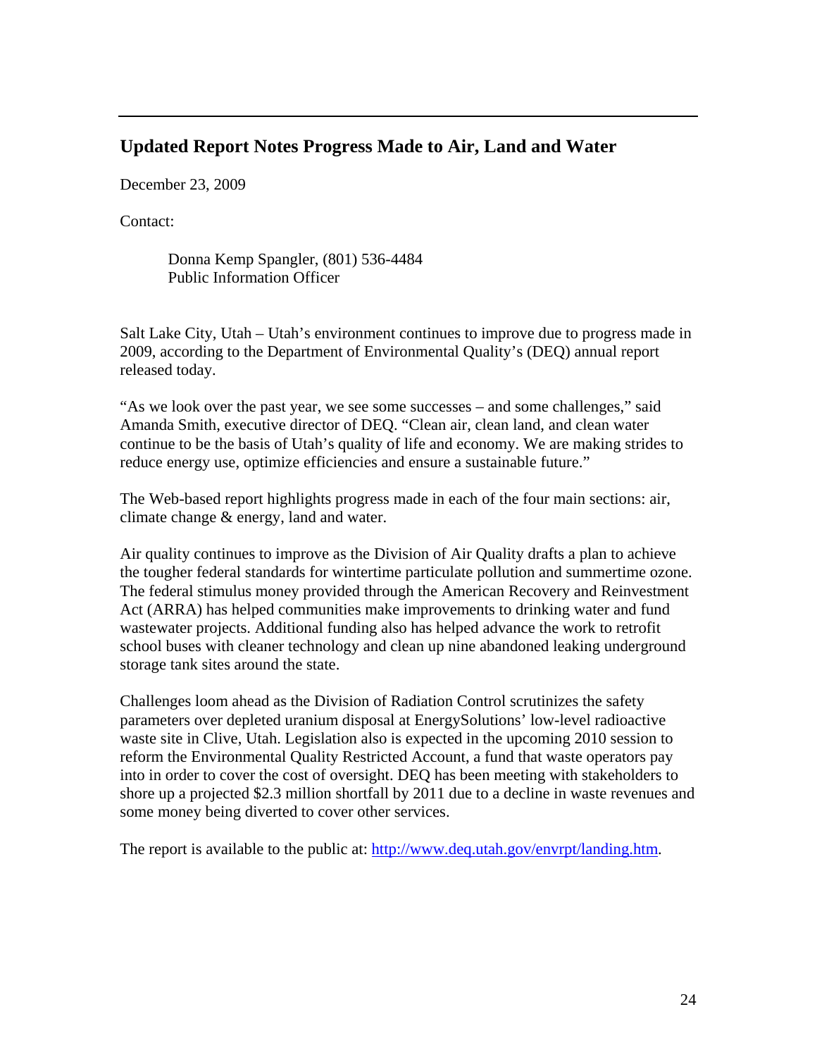## Updated Report Notes Progress Made to Air, Land and Water

December 23, 2009

Contact:

> Donna Kemp Spangler, (801) 536-4484
> Public Information Officer

Salt Lake City, Utah – Utah's environment continues to improve due to progress made in 2009, according to the Department of Environmental Quality's (DEQ) annual report released today.

"As we look over the past year, we see some successes – and some challenges," said Amanda Smith, executive director of DEQ. "Clean air, clean land, and clean water continue to be the basis of Utah's quality of life and economy. We are making strides to reduce energy use, optimize efficiencies and ensure a sustainable future."

The Web-based report highlights progress made in each of the four main sections: air, climate change & energy, land and water.

Air quality continues to improve as the Division of Air Quality drafts a plan to achieve the tougher federal standards for wintertime particulate pollution and summertime ozone. The federal stimulus money provided through the American Recovery and Reinvestment Act (ARRA) has helped communities make improvements to drinking water and fund wastewater projects. Additional funding also has helped advance the work to retrofit school buses with cleaner technology and clean up nine abandoned leaking underground storage tank sites around the state.

Challenges loom ahead as the Division of Radiation Control scrutinizes the safety parameters over depleted uranium disposal at EnergySolutions' low-level radioactive waste site in Clive, Utah. Legislation also is expected in the upcoming 2010 session to reform the Environmental Quality Restricted Account, a fund that waste operators pay into in order to cover the cost of oversight. DEQ has been meeting with stakeholders to shore up a projected $2.3 million shortfall by 2011 due to a decline in waste revenues and some money being diverted to cover other services.

The report is available to the public at: [http://www.deq.utah.gov/envrpt/landing.htm](http://www.deq.utah.gov/envrpt/landing.htm).